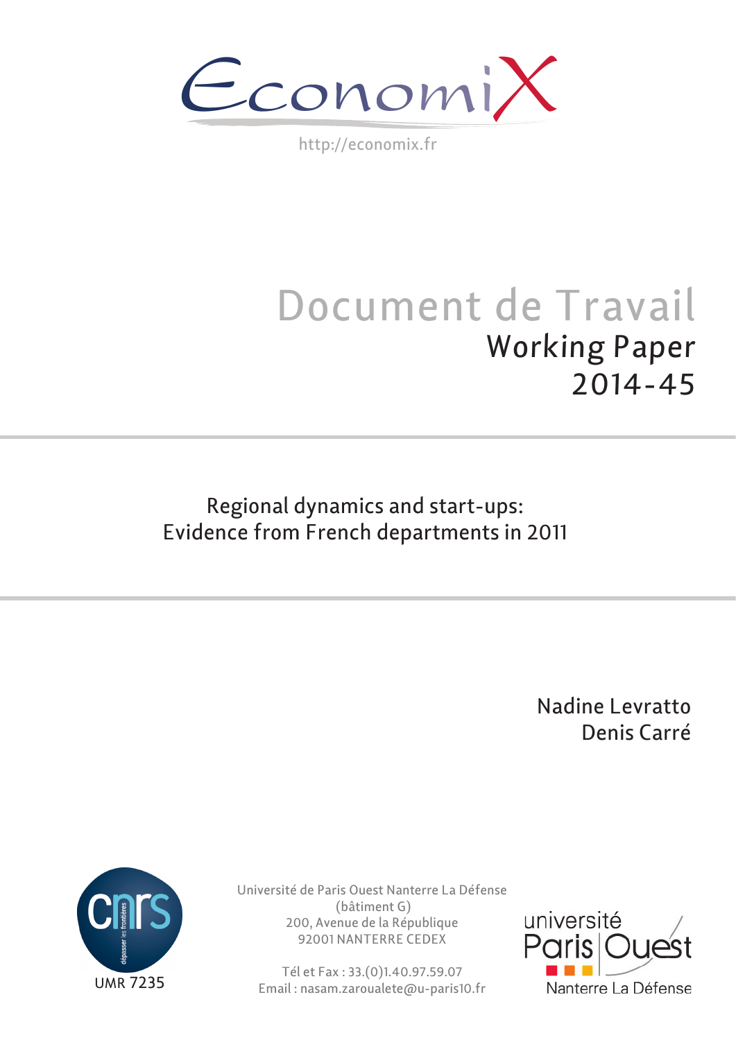EconomiX

http://economix.fr

# Document de Travail

## Working Paper 2014-45

# Regional dynamics and start-ups: Evidence from French departments in 2011

Nadine Levratto
Denis Carré

UMR 7235

Université de Paris Ouest Nanterre La Défense
(bâtiment G)
200, Avenue de la République
92001 NANTERRE CEDEX

Tél et Fax : 33.(0)1.40.97.59.07
Email : nasam.zaroualete@u-paris10.fr

université Paris Ouest Nanterre La Défense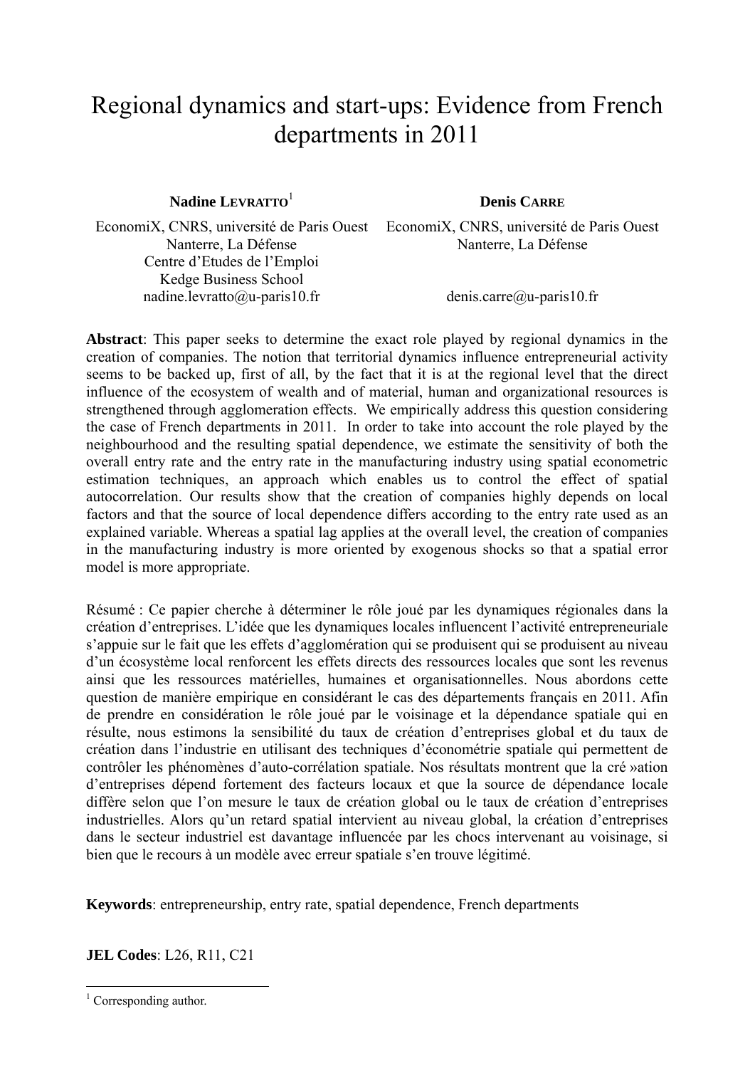# Regional dynamics and start-ups: Evidence from French departments in 2011

**Nadine LEVRATTO**[1]

EconomiX, CNRS, université de Paris Ouest Nanterre, La Défense
Centre d'Etudes de l'Emploi
Kedge Business School
nadine.levratto@u-paris10.fr

**Denis CARRE**

EconomiX, CNRS, université de Paris Ouest Nanterre, La Défense
denis.carre@u-paris10.fr

**Abstract**: This paper seeks to determine the exact role played by regional dynamics in the creation of companies. The notion that territorial dynamics influence entrepreneurial activity seems to be backed up, first of all, by the fact that it is at the regional level that the direct influence of the ecosystem of wealth and of material, human and organizational resources is strengthened through agglomeration effects. We empirically address this question considering the case of French departments in 2011. In order to take into account the role played by the neighbourhood and the resulting spatial dependence, we estimate the sensitivity of both the overall entry rate and the entry rate in the manufacturing industry using spatial econometric estimation techniques, an approach which enables us to control the effect of spatial autocorrelation. Our results show that the creation of companies highly depends on local factors and that the source of local dependence differs according to the entry rate used as an explained variable. Whereas a spatial lag applies at the overall level, the creation of companies in the manufacturing industry is more oriented by exogenous shocks so that a spatial error model is more appropriate.

Résumé : Ce papier cherche à déterminer le rôle joué par les dynamiques régionales dans la création d'entreprises. L'idée que les dynamiques locales influencent l'activité entrepreneuriale s'appuie sur le fait que les effets d'agglomération qui se produisent qui se produisent au niveau d'un écosystème local renforcent les effets directs des ressources locales que sont les revenus ainsi que les ressources matérielles, humaines et organisationnelles. Nous abordons cette question de manière empirique en considérant le cas des départements français en 2011. Afin de prendre en considération le rôle joué par le voisinage et la dépendance spatiale qui en résulte, nous estimons la sensibilité du taux de création d'entreprises global et du taux de création dans l'industrie en utilisant des techniques d'économétrie spatiale qui permettent de contrôler les phénomènes d'auto-corrélation spatiale. Nos résultats montrent que la cré »ation d'entreprises dépend fortement des facteurs locaux et que la source de dépendance locale diffère selon que l'on mesure le taux de création global ou le taux de création d'entreprises industrielles. Alors qu'un retard spatial intervient au niveau global, la création d'entreprises dans le secteur industriel est davantage influencée par les chocs intervenant au voisinage, si bien que le recours à un modèle avec erreur spatiale s'en trouve légitimé.

**Keywords**: entrepreneurship, entry rate, spatial dependence, French departments

**JEL Codes**: L26, R11, C21

[1] Corresponding author.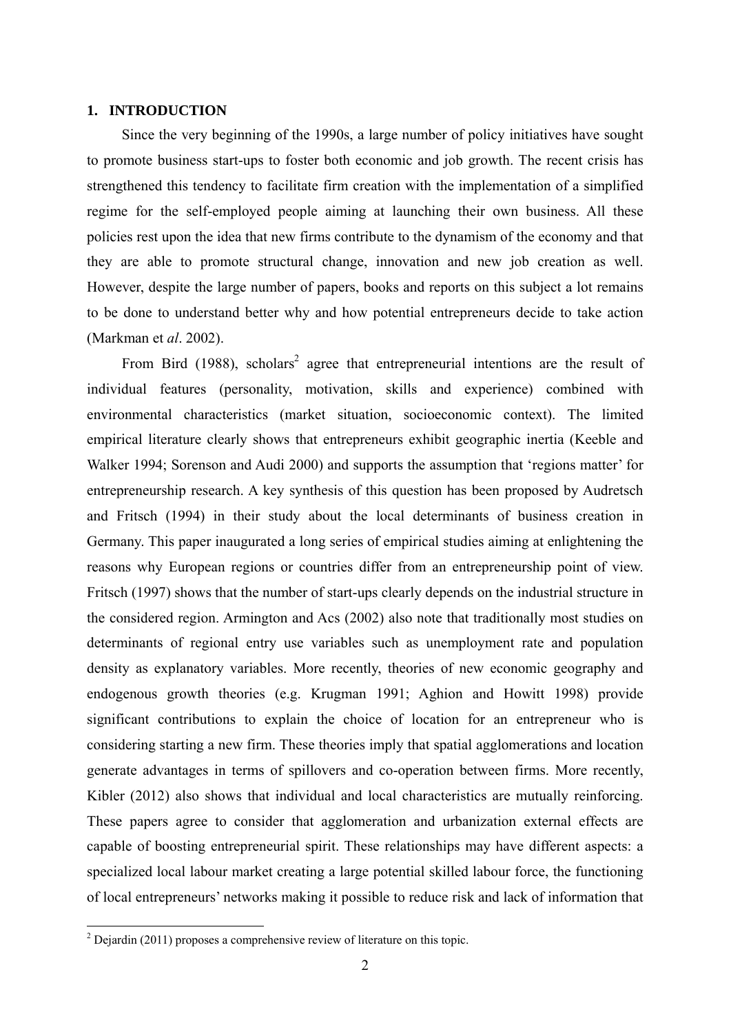## 1. INTRODUCTION

Since the very beginning of the 1990s, a large number of policy initiatives have sought to promote business start-ups to foster both economic and job growth. The recent crisis has strengthened this tendency to facilitate firm creation with the implementation of a simplified regime for the self-employed people aiming at launching their own business. All these policies rest upon the idea that new firms contribute to the dynamism of the economy and that they are able to promote structural change, innovation and new job creation as well. However, despite the large number of papers, books and reports on this subject a lot remains to be done to understand better why and how potential entrepreneurs decide to take action (Markman et *al*. 2002).

From Bird (1988), scholars[2] agree that entrepreneurial intentions are the result of individual features (personality, motivation, skills and experience) combined with environmental characteristics (market situation, socioeconomic context). The limited empirical literature clearly shows that entrepreneurs exhibit geographic inertia (Keeble and Walker 1994; Sorenson and Audi 2000) and supports the assumption that 'regions matter' for entrepreneurship research. A key synthesis of this question has been proposed by Audretsch and Fritsch (1994) in their study about the local determinants of business creation in Germany. This paper inaugurated a long series of empirical studies aiming at enlightening the reasons why European regions or countries differ from an entrepreneurship point of view. Fritsch (1997) shows that the number of start-ups clearly depends on the industrial structure in the considered region. Armington and Acs (2002) also note that traditionally most studies on determinants of regional entry use variables such as unemployment rate and population density as explanatory variables. More recently, theories of new economic geography and endogenous growth theories (e.g. Krugman 1991; Aghion and Howitt 1998) provide significant contributions to explain the choice of location for an entrepreneur who is considering starting a new firm. These theories imply that spatial agglomerations and location generate advantages in terms of spillovers and co-operation between firms. More recently, Kibler (2012) also shows that individual and local characteristics are mutually reinforcing. These papers agree to consider that agglomeration and urbanization external effects are capable of boosting entrepreneurial spirit. These relationships may have different aspects: a specialized local labour market creating a large potential skilled labour force, the functioning of local entrepreneurs' networks making it possible to reduce risk and lack of information that

[2] Dejardin (2011) proposes a comprehensive review of literature on this topic.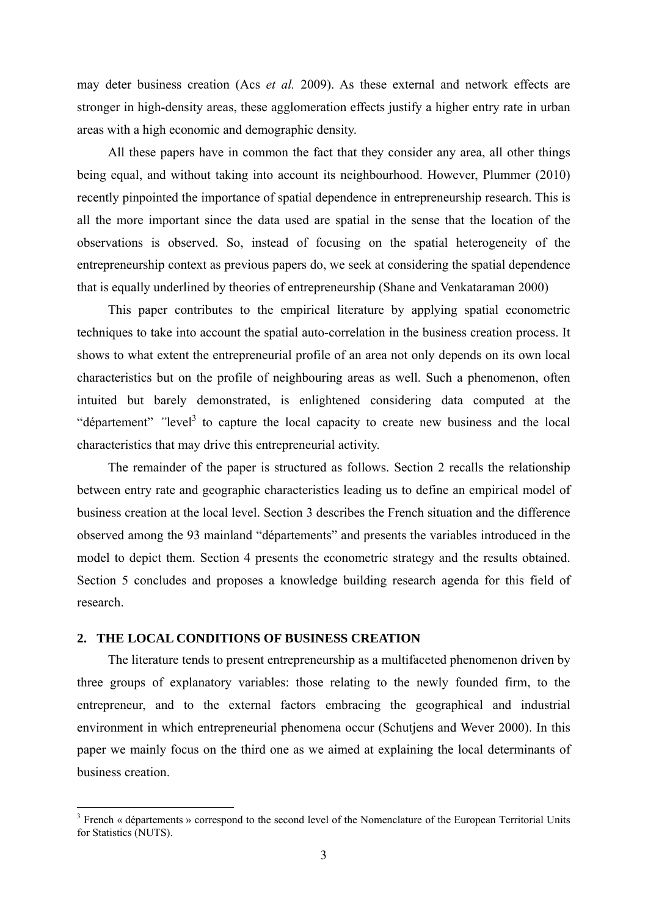may deter business creation (Acs *et al.* 2009). As these external and network effects are stronger in high-density areas, these agglomeration effects justify a higher entry rate in urban areas with a high economic and demographic density.

All these papers have in common the fact that they consider any area, all other things being equal, and without taking into account its neighbourhood. However, Plummer (2010) recently pinpointed the importance of spatial dependence in entrepreneurship research. This is all the more important since the data used are spatial in the sense that the location of the observations is observed. So, instead of focusing on the spatial heterogeneity of the entrepreneurship context as previous papers do, we seek at considering the spatial dependence that is equally underlined by theories of entrepreneurship (Shane and Venkataraman 2000)

This paper contributes to the empirical literature by applying spatial econometric techniques to take into account the spatial auto-correlation in the business creation process. It shows to what extent the entrepreneurial profile of an area not only depends on its own local characteristics but on the profile of neighbouring areas as well. Such a phenomenon, often intuited but barely demonstrated, is enlightened considering data computed at the "département" "level[3] to capture the local capacity to create new business and the local characteristics that may drive this entrepreneurial activity.

The remainder of the paper is structured as follows. Section 2 recalls the relationship between entry rate and geographic characteristics leading us to define an empirical model of business creation at the local level. Section 3 describes the French situation and the difference observed among the 93 mainland "départements" and presents the variables introduced in the model to depict them. Section 4 presents the econometric strategy and the results obtained. Section 5 concludes and proposes a knowledge building research agenda for this field of research.

## 2. THE LOCAL CONDITIONS OF BUSINESS CREATION

The literature tends to present entrepreneurship as a multifaceted phenomenon driven by three groups of explanatory variables: those relating to the newly founded firm, to the entrepreneur, and to the external factors embracing the geographical and industrial environment in which entrepreneurial phenomena occur (Schutjens and Wever 2000). In this paper we mainly focus on the third one as we aimed at explaining the local determinants of business creation.

[3] French « départements » correspond to the second level of the Nomenclature of the European Territorial Units for Statistics (NUTS).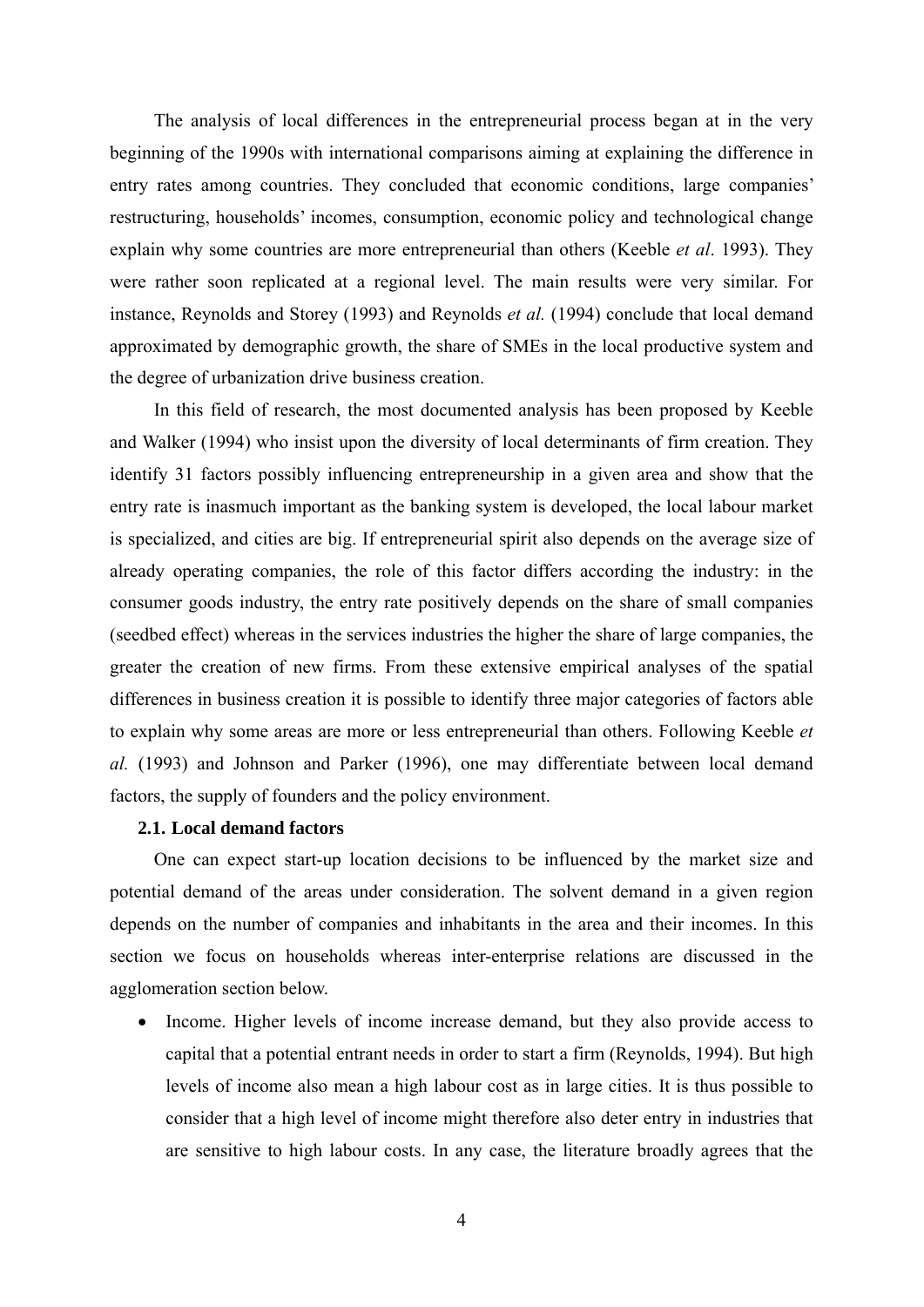The analysis of local differences in the entrepreneurial process began at in the very beginning of the 1990s with international comparisons aiming at explaining the difference in entry rates among countries. They concluded that economic conditions, large companies' restructuring, households' incomes, consumption, economic policy and technological change explain why some countries are more entrepreneurial than others (Keeble *et al*. 1993). They were rather soon replicated at a regional level. The main results were very similar. For instance, Reynolds and Storey (1993) and Reynolds *et al.* (1994) conclude that local demand approximated by demographic growth, the share of SMEs in the local productive system and the degree of urbanization drive business creation.

In this field of research, the most documented analysis has been proposed by Keeble and Walker (1994) who insist upon the diversity of local determinants of firm creation. They identify 31 factors possibly influencing entrepreneurship in a given area and show that the entry rate is inasmuch important as the banking system is developed, the local labour market is specialized, and cities are big. If entrepreneurial spirit also depends on the average size of already operating companies, the role of this factor differs according the industry: in the consumer goods industry, the entry rate positively depends on the share of small companies (seedbed effect) whereas in the services industries the higher the share of large companies, the greater the creation of new firms. From these extensive empirical analyses of the spatial differences in business creation it is possible to identify three major categories of factors able to explain why some areas are more or less entrepreneurial than others. Following Keeble *et al.* (1993) and Johnson and Parker (1996), one may differentiate between local demand factors, the supply of founders and the policy environment.

### 2.1. Local demand factors

One can expect start-up location decisions to be influenced by the market size and potential demand of the areas under consideration. The solvent demand in a given region depends on the number of companies and inhabitants in the area and their incomes. In this section we focus on households whereas inter-enterprise relations are discussed in the agglomeration section below.

- Income. Higher levels of income increase demand, but they also provide access to capital that a potential entrant needs in order to start a firm (Reynolds, 1994). But high levels of income also mean a high labour cost as in large cities. It is thus possible to consider that a high level of income might therefore also deter entry in industries that are sensitive to high labour costs. In any case, the literature broadly agrees that the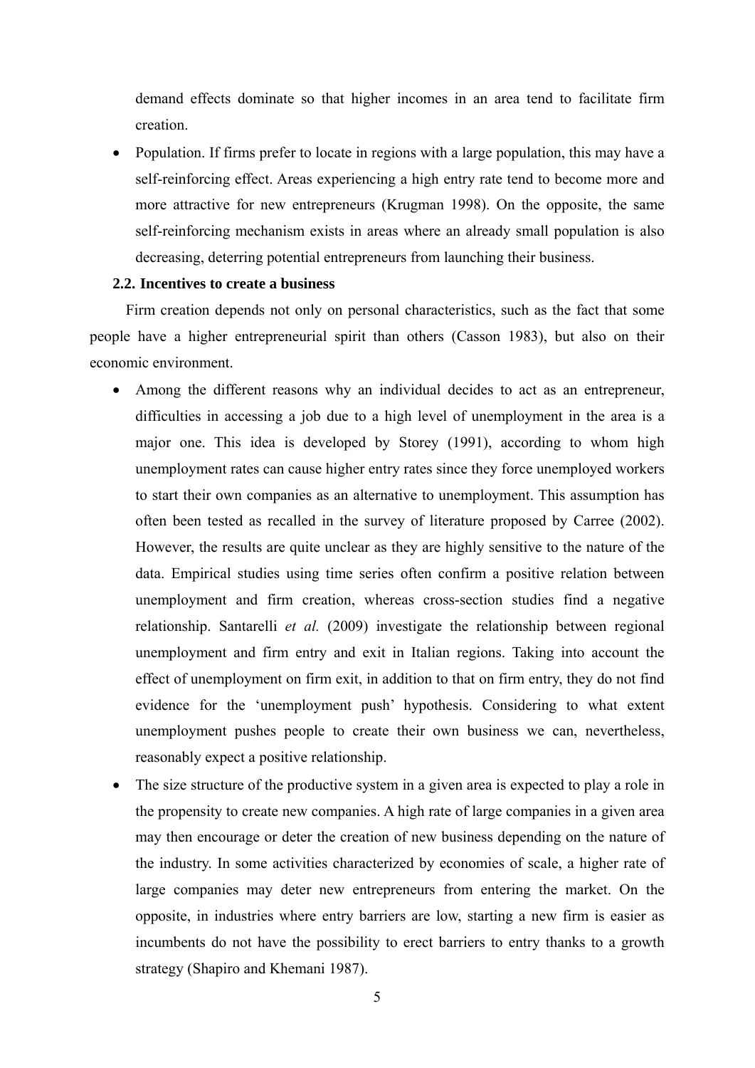demand effects dominate so that higher incomes in an area tend to facilitate firm creation.

- Population. If firms prefer to locate in regions with a large population, this may have a self-reinforcing effect. Areas experiencing a high entry rate tend to become more and more attractive for new entrepreneurs (Krugman 1998). On the opposite, the same self-reinforcing mechanism exists in areas where an already small population is also decreasing, deterring potential entrepreneurs from launching their business.

### 2.2. Incentives to create a business

Firm creation depends not only on personal characteristics, such as the fact that some people have a higher entrepreneurial spirit than others (Casson 1983), but also on their economic environment.

- Among the different reasons why an individual decides to act as an entrepreneur, difficulties in accessing a job due to a high level of unemployment in the area is a major one. This idea is developed by Storey (1991), according to whom high unemployment rates can cause higher entry rates since they force unemployed workers to start their own companies as an alternative to unemployment. This assumption has often been tested as recalled in the survey of literature proposed by Carree (2002). However, the results are quite unclear as they are highly sensitive to the nature of the data. Empirical studies using time series often confirm a positive relation between unemployment and firm creation, whereas cross-section studies find a negative relationship. Santarelli *et al.* (2009) investigate the relationship between regional unemployment and firm entry and exit in Italian regions. Taking into account the effect of unemployment on firm exit, in addition to that on firm entry, they do not find evidence for the 'unemployment push' hypothesis. Considering to what extent unemployment pushes people to create their own business we can, nevertheless, reasonably expect a positive relationship.
- The size structure of the productive system in a given area is expected to play a role in the propensity to create new companies. A high rate of large companies in a given area may then encourage or deter the creation of new business depending on the nature of the industry. In some activities characterized by economies of scale, a higher rate of large companies may deter new entrepreneurs from entering the market. On the opposite, in industries where entry barriers are low, starting a new firm is easier as incumbents do not have the possibility to erect barriers to entry thanks to a growth strategy (Shapiro and Khemani 1987).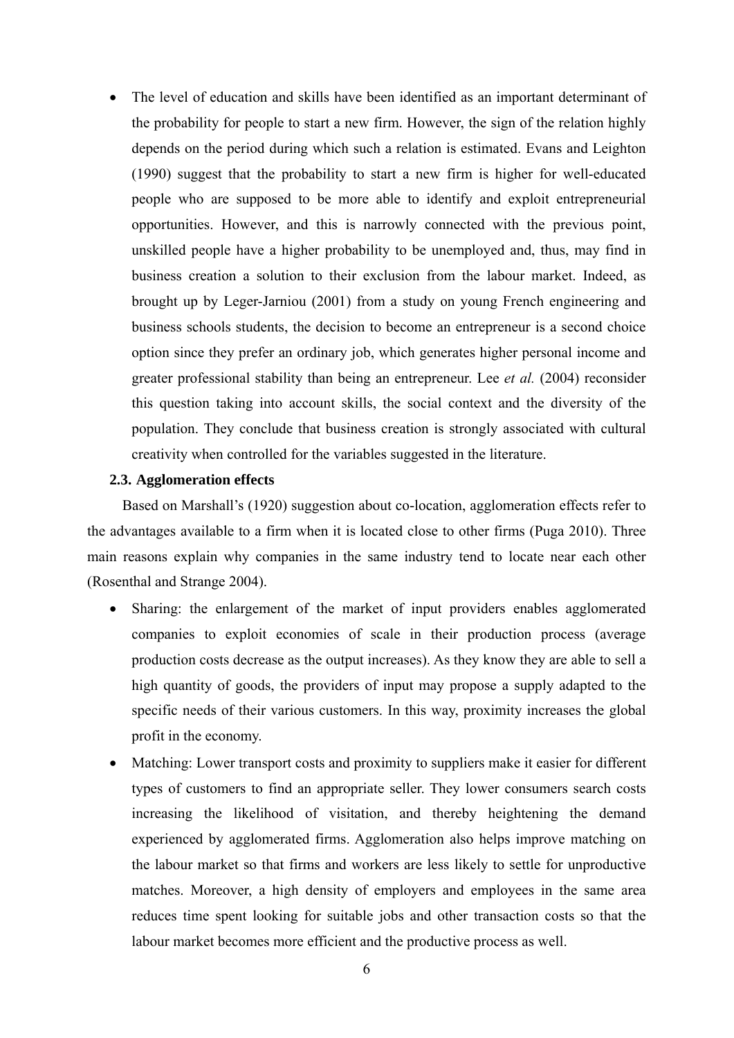- The level of education and skills have been identified as an important determinant of the probability for people to start a new firm. However, the sign of the relation highly depends on the period during which such a relation is estimated. Evans and Leighton (1990) suggest that the probability to start a new firm is higher for well-educated people who are supposed to be more able to identify and exploit entrepreneurial opportunities. However, and this is narrowly connected with the previous point, unskilled people have a higher probability to be unemployed and, thus, may find in business creation a solution to their exclusion from the labour market. Indeed, as brought up by Leger-Jarniou (2001) from a study on young French engineering and business schools students, the decision to become an entrepreneur is a second choice option since they prefer an ordinary job, which generates higher personal income and greater professional stability than being an entrepreneur. Lee *et al.* (2004) reconsider this question taking into account skills, the social context and the diversity of the population. They conclude that business creation is strongly associated with cultural creativity when controlled for the variables suggested in the literature.

### 2.3. Agglomeration effects

Based on Marshall's (1920) suggestion about co-location, agglomeration effects refer to the advantages available to a firm when it is located close to other firms (Puga 2010). Three main reasons explain why companies in the same industry tend to locate near each other (Rosenthal and Strange 2004).

- Sharing: the enlargement of the market of input providers enables agglomerated companies to exploit economies of scale in their production process (average production costs decrease as the output increases). As they know they are able to sell a high quantity of goods, the providers of input may propose a supply adapted to the specific needs of their various customers. In this way, proximity increases the global profit in the economy.
- Matching: Lower transport costs and proximity to suppliers make it easier for different types of customers to find an appropriate seller. They lower consumers search costs increasing the likelihood of visitation, and thereby heightening the demand experienced by agglomerated firms. Agglomeration also helps improve matching on the labour market so that firms and workers are less likely to settle for unproductive matches. Moreover, a high density of employers and employees in the same area reduces time spent looking for suitable jobs and other transaction costs so that the labour market becomes more efficient and the productive process as well.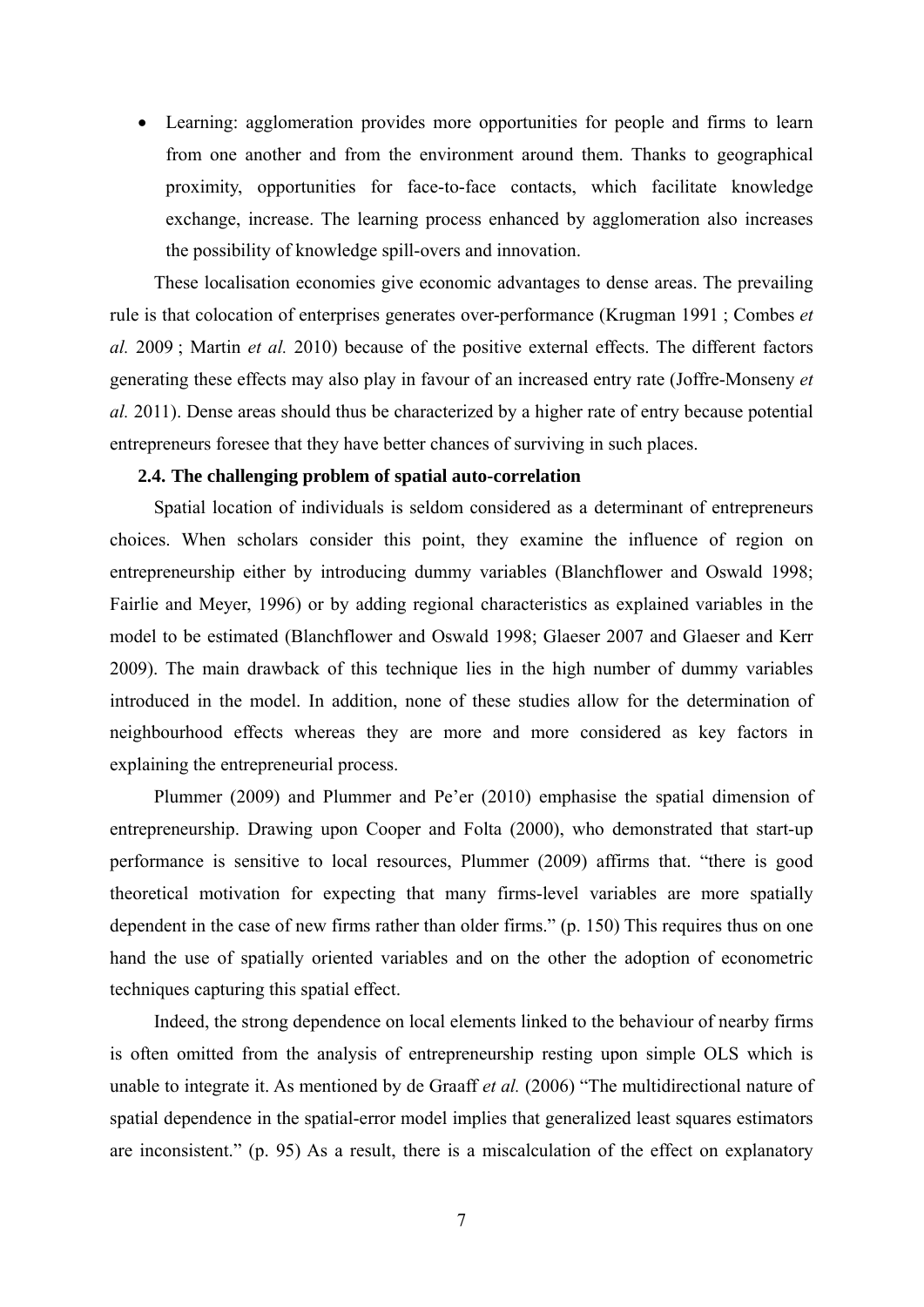- Learning: agglomeration provides more opportunities for people and firms to learn from one another and from the environment around them. Thanks to geographical proximity, opportunities for face-to-face contacts, which facilitate knowledge exchange, increase. The learning process enhanced by agglomeration also increases the possibility of knowledge spill-overs and innovation.

These localisation economies give economic advantages to dense areas. The prevailing rule is that colocation of enterprises generates over-performance (Krugman 1991 ; Combes *et al.* 2009 ; Martin *et al.* 2010) because of the positive external effects. The different factors generating these effects may also play in favour of an increased entry rate (Joffre-Monseny *et al.* 2011). Dense areas should thus be characterized by a higher rate of entry because potential entrepreneurs foresee that they have better chances of surviving in such places.

### 2.4. The challenging problem of spatial auto-correlation

Spatial location of individuals is seldom considered as a determinant of entrepreneurs choices. When scholars consider this point, they examine the influence of region on entrepreneurship either by introducing dummy variables (Blanchflower and Oswald 1998; Fairlie and Meyer, 1996) or by adding regional characteristics as explained variables in the model to be estimated (Blanchflower and Oswald 1998; Glaeser 2007 and Glaeser and Kerr 2009). The main drawback of this technique lies in the high number of dummy variables introduced in the model. In addition, none of these studies allow for the determination of neighbourhood effects whereas they are more and more considered as key factors in explaining the entrepreneurial process.

Plummer (2009) and Plummer and Pe'er (2010) emphasise the spatial dimension of entrepreneurship. Drawing upon Cooper and Folta (2000), who demonstrated that start-up performance is sensitive to local resources, Plummer (2009) affirms that. "there is good theoretical motivation for expecting that many firms-level variables are more spatially dependent in the case of new firms rather than older firms." (p. 150) This requires thus on one hand the use of spatially oriented variables and on the other the adoption of econometric techniques capturing this spatial effect.

Indeed, the strong dependence on local elements linked to the behaviour of nearby firms is often omitted from the analysis of entrepreneurship resting upon simple OLS which is unable to integrate it. As mentioned by de Graaff *et al.* (2006) "The multidirectional nature of spatial dependence in the spatial-error model implies that generalized least squares estimators are inconsistent." (p. 95) As a result, there is a miscalculation of the effect on explanatory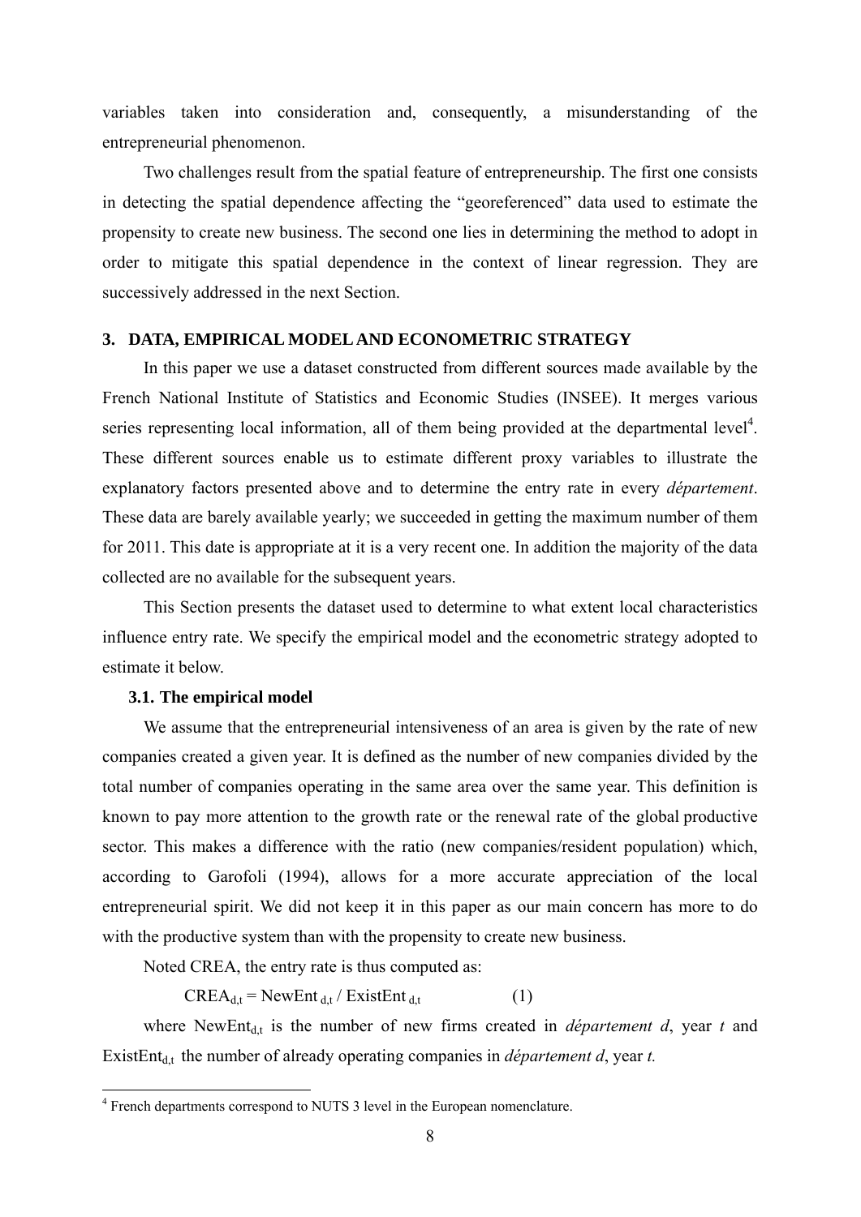variables taken into consideration and, consequently, a misunderstanding of the entrepreneurial phenomenon.

Two challenges result from the spatial feature of entrepreneurship. The first one consists in detecting the spatial dependence affecting the "georeferenced" data used to estimate the propensity to create new business. The second one lies in determining the method to adopt in order to mitigate this spatial dependence in the context of linear regression. They are successively addressed in the next Section.

## 3. DATA, EMPIRICAL MODEL AND ECONOMETRIC STRATEGY

In this paper we use a dataset constructed from different sources made available by the French National Institute of Statistics and Economic Studies (INSEE). It merges various series representing local information, all of them being provided at the departmental level[4]. These different sources enable us to estimate different proxy variables to illustrate the explanatory factors presented above and to determine the entry rate in every *département*. These data are barely available yearly; we succeeded in getting the maximum number of them for 2011. This date is appropriate at it is a very recent one. In addition the majority of the data collected are no available for the subsequent years.

This Section presents the dataset used to determine to what extent local characteristics influence entry rate. We specify the empirical model and the econometric strategy adopted to estimate it below.

### 3.1. The empirical model

We assume that the entrepreneurial intensiveness of an area is given by the rate of new companies created a given year. It is defined as the number of new companies divided by the total number of companies operating in the same area over the same year. This definition is known to pay more attention to the growth rate or the renewal rate of the global productive sector. This makes a difference with the ratio (new companies/resident population) which, according to Garofoli (1994), allows for a more accurate appreciation of the local entrepreneurial spirit. We did not keep it in this paper as our main concern has more to do with the productive system than with the propensity to create new business.

Noted CREA, the entry rate is thus computed as:

$$CREA_{d,t} = NewEnt_{d,t} / ExistEnt_{d,t} \qquad (1)$$

where $NewEnt_{d,t}$ is the number of new firms created in *département d*, year *t* and $ExistEnt_{d,t}$ the number of already operating companies in *département d*, year *t.*

[4] French departments correspond to NUTS 3 level in the European nomenclature.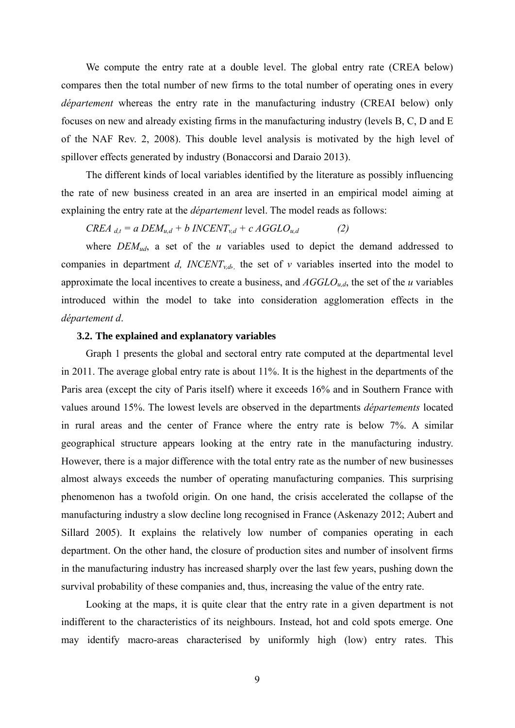We compute the entry rate at a double level. The global entry rate (CREA below) compares then the total number of new firms to the total number of operating ones in every *département* whereas the entry rate in the manufacturing industry (CREAI below) only focuses on new and already existing firms in the manufacturing industry (levels B, C, D and E of the NAF Rev. 2, 2008). This double level analysis is motivated by the high level of spillover effects generated by industry (Bonaccorsi and Daraio 2013).

The different kinds of local variables identified by the literature as possibly influencing the rate of new business created in an area are inserted in an empirical model aiming at explaining the entry rate at the *département* level. The model reads as follows:

$$CREA_{d,t} = a\, DEM_{u,d} + b\, INCENT_{v,d} + c\, AGGLO_{u,d} \qquad (2)$$

where $DEM_{ud}$, a set of the $u$ variables used to depict the demand addressed to companies in department $d$, $INCENT_{v,d}$, the set of $v$ variables inserted into the model to approximate the local incentives to create a business, and $AGGLO_{u,d}$, the set of the $u$ variables introduced within the model to take into consideration agglomeration effects in the *département d*.

### 3.2. The explained and explanatory variables

Graph 1 presents the global and sectoral entry rate computed at the departmental level in 2011. The average global entry rate is about 11%. It is the highest in the departments of the Paris area (except the city of Paris itself) where it exceeds 16% and in Southern France with values around 15%. The lowest levels are observed in the departments *départements* located in rural areas and the center of France where the entry rate is below 7%. A similar geographical structure appears looking at the entry rate in the manufacturing industry. However, there is a major difference with the total entry rate as the number of new businesses almost always exceeds the number of operating manufacturing companies. This surprising phenomenon has a twofold origin. On one hand, the crisis accelerated the collapse of the manufacturing industry a slow decline long recognised in France (Askenazy 2012; Aubert and Sillard 2005). It explains the relatively low number of companies operating in each department. On the other hand, the closure of production sites and number of insolvent firms in the manufacturing industry has increased sharply over the last few years, pushing down the survival probability of these companies and, thus, increasing the value of the entry rate.

Looking at the maps, it is quite clear that the entry rate in a given department is not indifferent to the characteristics of its neighbours. Instead, hot and cold spots emerge. One may identify macro-areas characterised by uniformly high (low) entry rates. This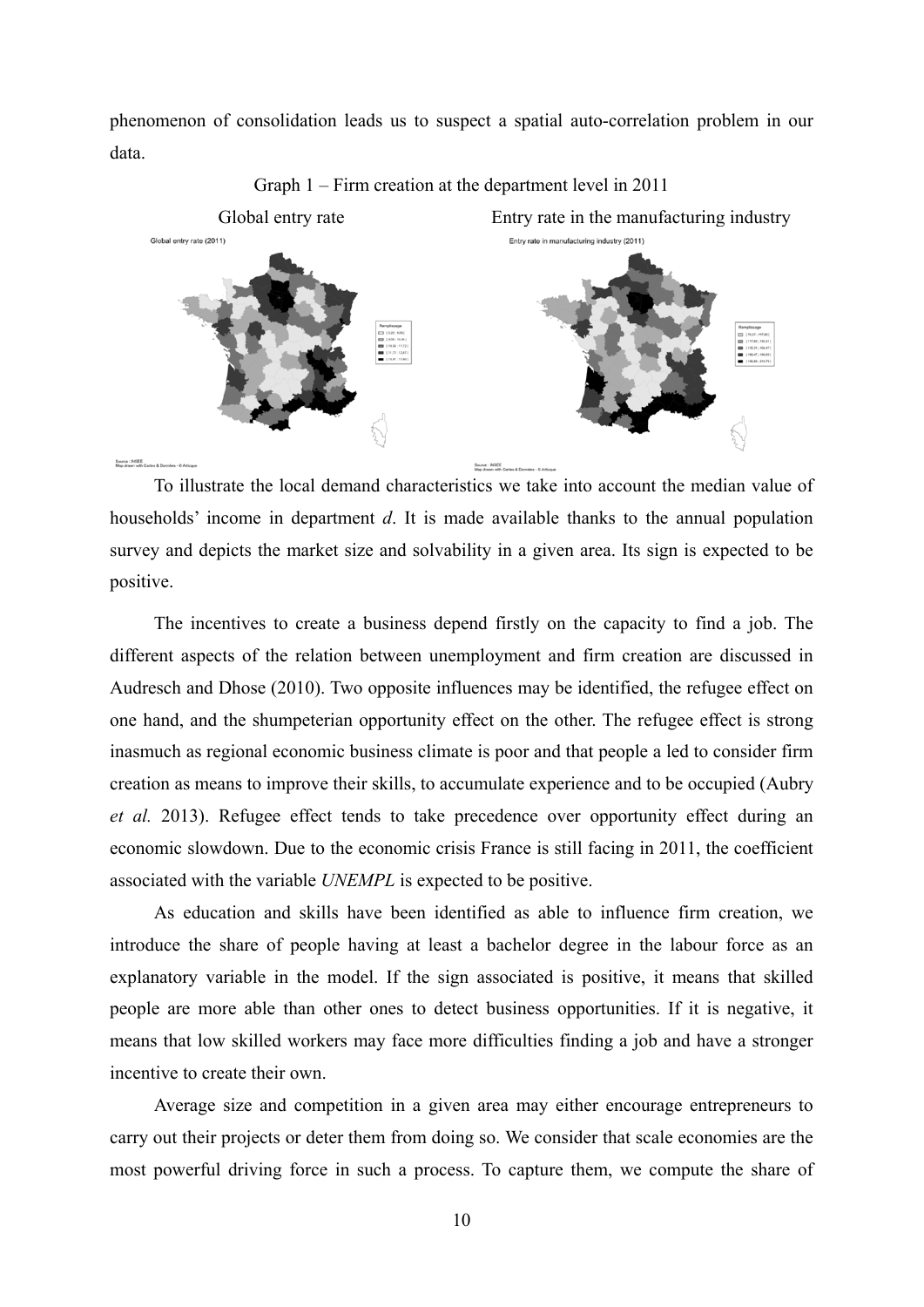phenomenon of consolidation leads us to suspect a spatial auto-correlation problem in our data.

Graph 1 – Firm creation at the department level in 2011

Global entry rate — Entry rate in the manufacturing industry

To illustrate the local demand characteristics we take into account the median value of households' income in department *d*. It is made available thanks to the annual population survey and depicts the market size and solvability in a given area. Its sign is expected to be positive.

The incentives to create a business depend firstly on the capacity to find a job. The different aspects of the relation between unemployment and firm creation are discussed in Audresch and Dhose (2010). Two opposite influences may be identified, the refugee effect on one hand, and the shumpeterian opportunity effect on the other. The refugee effect is strong inasmuch as regional economic business climate is poor and that people a led to consider firm creation as means to improve their skills, to accumulate experience and to be occupied (Aubry *et al.* 2013). Refugee effect tends to take precedence over opportunity effect during an economic slowdown. Due to the economic crisis France is still facing in 2011, the coefficient associated with the variable *UNEMPL* is expected to be positive.

As education and skills have been identified as able to influence firm creation, we introduce the share of people having at least a bachelor degree in the labour force as an explanatory variable in the model. If the sign associated is positive, it means that skilled people are more able than other ones to detect business opportunities. If it is negative, it means that low skilled workers may face more difficulties finding a job and have a stronger incentive to create their own.

Average size and competition in a given area may either encourage entrepreneurs to carry out their projects or deter them from doing so. We consider that scale economies are the most powerful driving force in such a process. To capture them, we compute the share of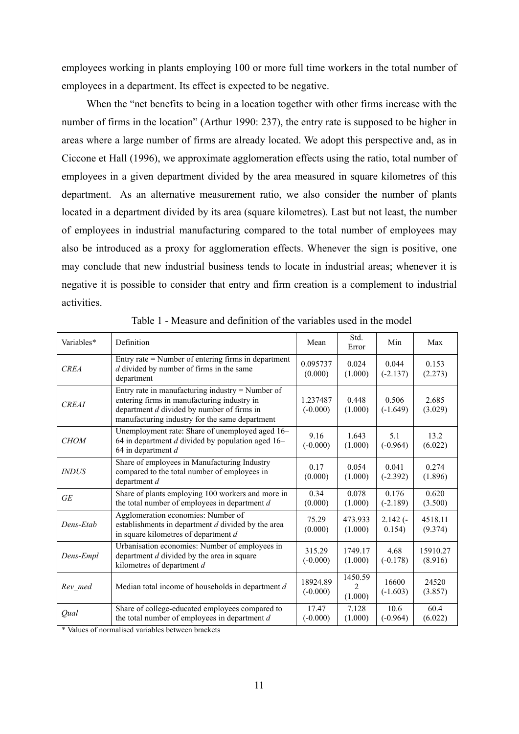employees working in plants employing 100 or more full time workers in the total number of employees in a department. Its effect is expected to be negative.

When the "net benefits to being in a location together with other firms increase with the number of firms in the location" (Arthur 1990: 237), the entry rate is supposed to be higher in areas where a large number of firms are already located. We adopt this perspective and, as in Ciccone et Hall (1996), we approximate agglomeration effects using the ratio, total number of employees in a given department divided by the area measured in square kilometres of this department. As an alternative measurement ratio, we also consider the number of plants located in a department divided by its area (square kilometres). Last but not least, the number of employees in industrial manufacturing compared to the total number of employees may also be introduced as a proxy for agglomeration effects. Whenever the sign is positive, one may conclude that new industrial business tends to locate in industrial areas; whenever it is negative it is possible to consider that entry and firm creation is a complement to industrial activities.

Table 1 - Measure and definition of the variables used in the model

| Variables* | Definition | Mean | Std. Error | Min | Max |
|---|---|---|---|---|---|
| *CREA* | Entry rate = Number of entering firms in department *d* divided by number of firms in the same department | 0.095737 (0.000) | 0.024 (1.000) | 0.044 (-2.137) | 0.153 (2.273) |
| *CREAI* | Entry rate in manufacturing industry = Number of entering firms in manufacturing industry in department *d* divided by number of firms in manufacturing industry for the same department | 1.237487 (-0.000) | 0.448 (1.000) | 0.506 (-1.649) | 2.685 (3.029) |
| *CHOM* | Unemployment rate: Share of unemployed aged 16–64 in department *d* divided by population aged 16–64 in department *d* | 9.16 (-0.000) | 1.643 (1.000) | 5.1 (-0.964) | 13.2 (6.022) |
| *INDUS* | Share of employees in Manufacturing Industry compared to the total number of employees in department *d* | 0.17 (0.000) | 0.054 (1.000) | 0.041 (-2.392) | 0.274 (1.896) |
| *GE* | Share of plants employing 100 workers and more in the total number of employees in department *d* | 0.34 (0.000) | 0.078 (1.000) | 0.176 (-2.189) | 0.620 (3.500) |
| *Dens-Etab* | Agglomeration economies: Number of establishments in department *d* divided by the area in square kilometres of department *d* | 75.29 (0.000) | 473.933 (1.000) | 2.142 (-0.154) | 4518.11 (9.374) |
| *Dens-Empl* | Urbanisation economies: Number of employees in department *d* divided by the area in square kilometres of department *d* | 315.29 (-0.000) | 1749.17 (1.000) | 4.68 (-0.178) | 15910.27 (8.916) |
| *Rev_med* | Median total income of households in department *d* | 18924.89 (-0.000) | 1450.592 (1.000) | 16600 (-1.603) | 24520 (3.857) |
| *Qual* | Share of college-educated employees compared to the total number of employees in department *d* | 17.47 (-0.000) | 7.128 (1.000) | 10.6 (-0.964) | 60.4 (6.022) |

\* Values of normalised variables between brackets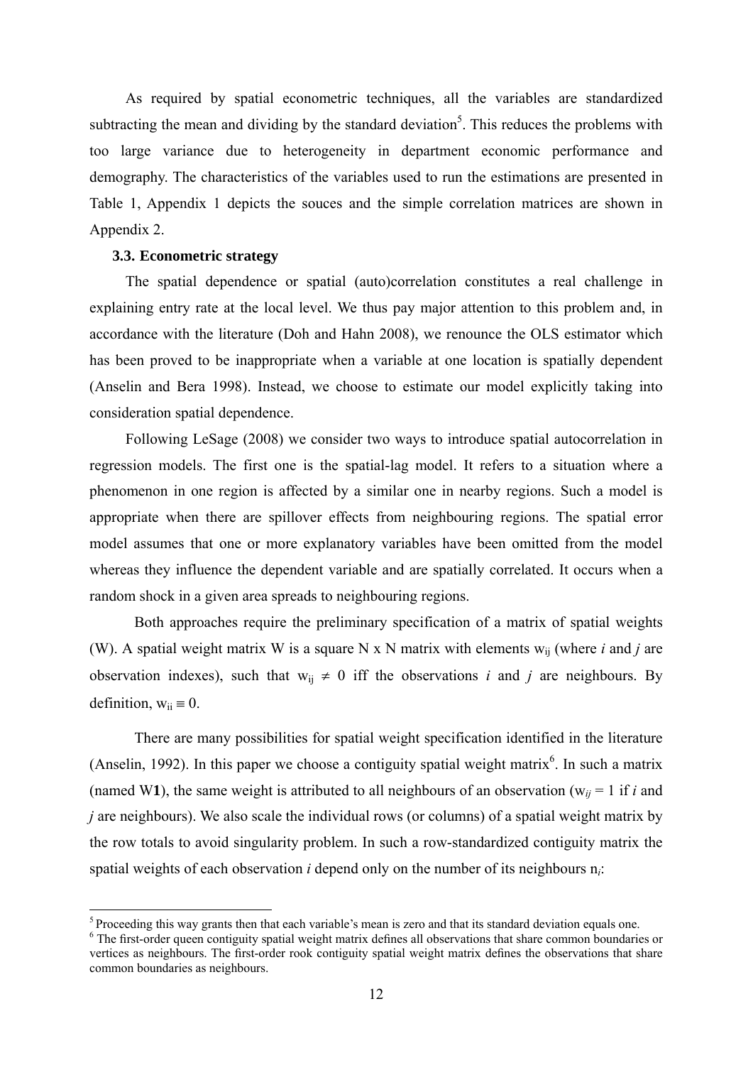As required by spatial econometric techniques, all the variables are standardized subtracting the mean and dividing by the standard deviation[5]. This reduces the problems with too large variance due to heterogeneity in department economic performance and demography. The characteristics of the variables used to run the estimations are presented in Table 1, Appendix 1 depicts the souces and the simple correlation matrices are shown in Appendix 2.

### 3.3. Econometric strategy

The spatial dependence or spatial (auto)correlation constitutes a real challenge in explaining entry rate at the local level. We thus pay major attention to this problem and, in accordance with the literature (Doh and Hahn 2008), we renounce the OLS estimator which has been proved to be inappropriate when a variable at one location is spatially dependent (Anselin and Bera 1998). Instead, we choose to estimate our model explicitly taking into consideration spatial dependence.

Following LeSage (2008) we consider two ways to introduce spatial autocorrelation in regression models. The first one is the spatial-lag model. It refers to a situation where a phenomenon in one region is affected by a similar one in nearby regions. Such a model is appropriate when there are spillover effects from neighbouring regions. The spatial error model assumes that one or more explanatory variables have been omitted from the model whereas they influence the dependent variable and are spatially correlated. It occurs when a random shock in a given area spreads to neighbouring regions.

Both approaches require the preliminary specification of a matrix of spatial weights (W). A spatial weight matrix W is a square N x N matrix with elements $w_{ij}$ (where *i* and *j* are observation indexes), such that $w_{ij} \neq 0$ iff the observations *i* and *j* are neighbours. By definition, $w_{ii} \equiv 0$.

There are many possibilities for spatial weight specification identified in the literature (Anselin, 1992). In this paper we choose a contiguity spatial weight matrix[6]. In such a matrix (named W**1**), the same weight is attributed to all neighbours of an observation ($w_{ij} = 1$ if *i* and *j* are neighbours). We also scale the individual rows (or columns) of a spatial weight matrix by the row totals to avoid singularity problem. In such a row-standardized contiguity matrix the spatial weights of each observation *i* depend only on the number of its neighbours $n_i$:

[5] Proceeding this way grants then that each variable's mean is zero and that its standard deviation equals one.

[6] The first-order queen contiguity spatial weight matrix defines all observations that share common boundaries or vertices as neighbours. The first-order rook contiguity spatial weight matrix defines the observations that share common boundaries as neighbours.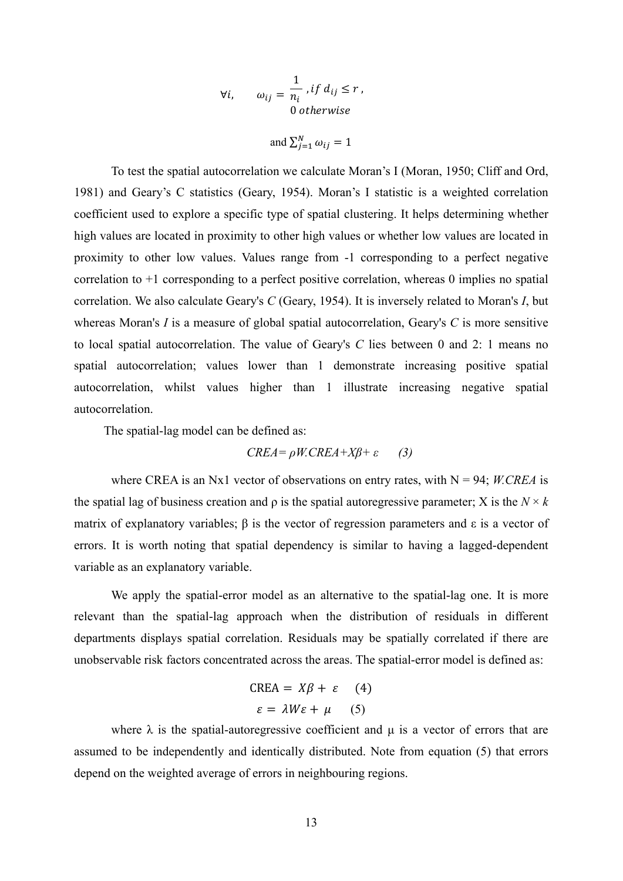$$\forall i, \qquad \omega_{ij} = \begin{matrix} \dfrac{1}{n_i}, if\ d_{ij} \leq r, \\ 0\ otherwise \end{matrix}$$

$$\text{and } \sum_{j=1}^{N} \omega_{ij} = 1$$

To test the spatial autocorrelation we calculate Moran's I (Moran, 1950; Cliff and Ord, 1981) and Geary's C statistics (Geary, 1954). Moran's I statistic is a weighted correlation coefficient used to explore a specific type of spatial clustering. It helps determining whether high values are located in proximity to other high values or whether low values are located in proximity to other low values. Values range from -1 corresponding to a perfect negative correlation to +1 corresponding to a perfect positive correlation, whereas 0 implies no spatial correlation. We also calculate Geary's *C* (Geary, 1954). It is inversely related to Moran's *I*, but whereas Moran's *I* is a measure of global spatial autocorrelation, Geary's *C* is more sensitive to local spatial autocorrelation. The value of Geary's *C* lies between 0 and 2: 1 means no spatial autocorrelation; values lower than 1 demonstrate increasing positive spatial autocorrelation, whilst values higher than 1 illustrate increasing negative spatial autocorrelation.

The spatial-lag model can be defined as:

$$CREA = \rho W.CREA + X\beta + \varepsilon \qquad (3)$$

where CREA is an Nx1 vector of observations on entry rates, with N = 94; *W.CREA* is the spatial lag of business creation and ρ is the spatial autoregressive parameter; X is the $N \times k$ matrix of explanatory variables; β is the vector of regression parameters and ε is a vector of errors. It is worth noting that spatial dependency is similar to having a lagged-dependent variable as an explanatory variable.

We apply the spatial-error model as an alternative to the spatial-lag one. It is more relevant than the spatial-lag approach when the distribution of residuals in different departments displays spatial correlation. Residuals may be spatially correlated if there are unobservable risk factors concentrated across the areas. The spatial-error model is defined as:

$$\text{CREA} = X\beta + \varepsilon \qquad (4)$$

$$\varepsilon = \lambda W\varepsilon + \mu \qquad (5)$$

where λ is the spatial-autoregressive coefficient and μ is a vector of errors that are assumed to be independently and identically distributed. Note from equation (5) that errors depend on the weighted average of errors in neighbouring regions.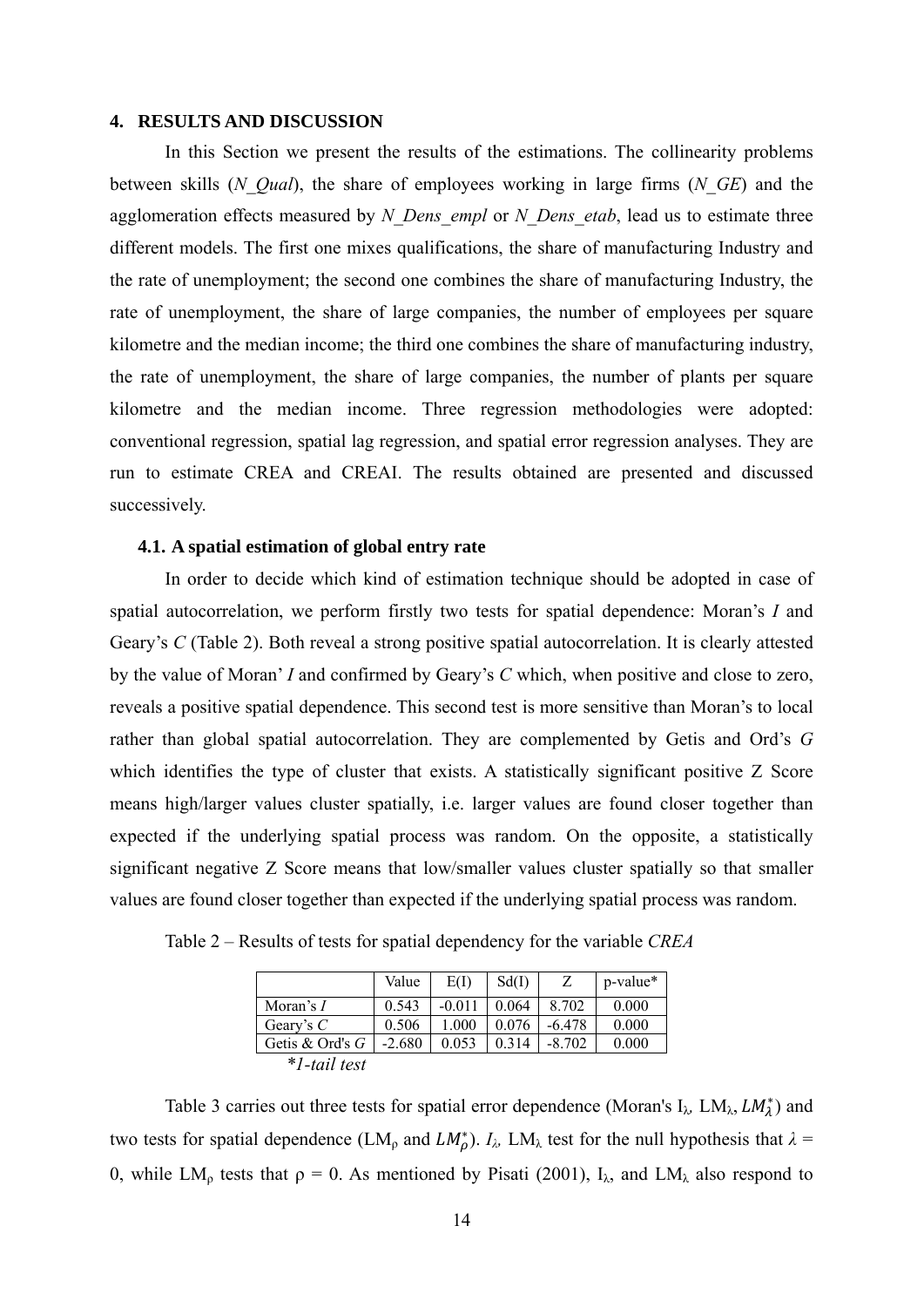## 4. RESULTS AND DISCUSSION

In this Section we present the results of the estimations. The collinearity problems between skills (*N_Qual*), the share of employees working in large firms (*N_GE*) and the agglomeration effects measured by *N_Dens_empl* or *N_Dens_etab*, lead us to estimate three different models. The first one mixes qualifications, the share of manufacturing Industry and the rate of unemployment; the second one combines the share of manufacturing Industry, the rate of unemployment, the share of large companies, the number of employees per square kilometre and the median income; the third one combines the share of manufacturing industry, the rate of unemployment, the share of large companies, the number of plants per square kilometre and the median income. Three regression methodologies were adopted: conventional regression, spatial lag regression, and spatial error regression analyses. They are run to estimate CREA and CREAI. The results obtained are presented and discussed successively.

### 4.1. A spatial estimation of global entry rate

In order to decide which kind of estimation technique should be adopted in case of spatial autocorrelation, we perform firstly two tests for spatial dependence: Moran's *I* and Geary's *C* (Table 2). Both reveal a strong positive spatial autocorrelation. It is clearly attested by the value of Moran' *I* and confirmed by Geary's *C* which, when positive and close to zero, reveals a positive spatial dependence. This second test is more sensitive than Moran's to local rather than global spatial autocorrelation. They are complemented by Getis and Ord's *G* which identifies the type of cluster that exists. A statistically significant positive Z Score means high/larger values cluster spatially, i.e. larger values are found closer together than expected if the underlying spatial process was random. On the opposite, a statistically significant negative Z Score means that low/smaller values cluster spatially so that smaller values are found closer together than expected if the underlying spatial process was random.

Table 2 – Results of tests for spatial dependency for the variable *CREA*

| | Value | E(I) | Sd(I) | Z | p-value* |
|---|---|---|---|---|---|
| Moran's *I* | 0.543 | -0.011 | 0.064 | 8.702 | 0.000 |
| Geary's *C* | 0.506 | 1.000 | 0.076 | -6.478 | 0.000 |
| Getis & Ord's *G* | -2.680 | 0.053 | 0.314 | -8.702 | 0.000 |

*\*1-tail test*

Table 3 carries out three tests for spatial error dependence (Moran's $I_\lambda$, $LM_\lambda$, $LM^*_\lambda$) and two tests for spatial dependence ($LM_\rho$ and $LM^*_\rho$). $I_\lambda$, $LM_\lambda$ test for the null hypothesis that $\lambda = 0$, while $LM_\rho$ tests that $\rho = 0$. As mentioned by Pisati (2001), $I_\lambda$, and $LM_\lambda$ also respond to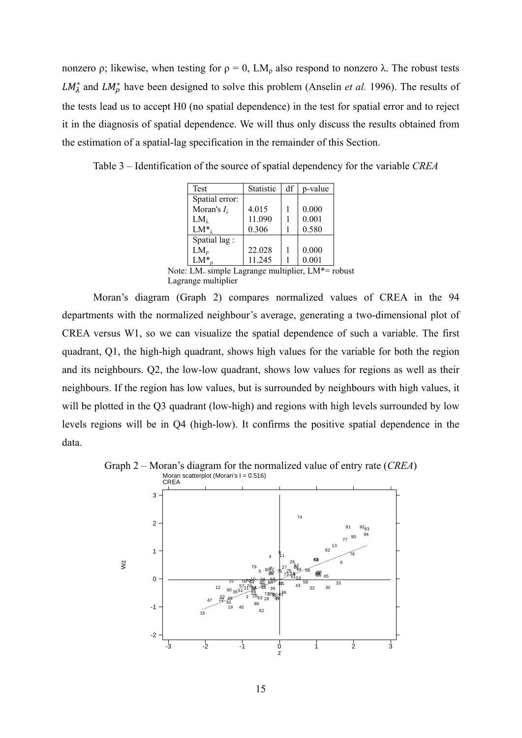nonzero ρ; likewise, when testing for ρ = 0, $LM_\rho$ also respond to nonzero λ. The robust tests $LM_\lambda^*$ and $LM_\rho^*$ have been designed to solve this problem (Anselin *et al.* 1996). The results of the tests lead us to accept H0 (no spatial dependence) in the test for spatial error and to reject it in the diagnosis of spatial dependence. We will thus only discuss the results obtained from the estimation of a spatial-lag specification in the remainder of this Section.

Table 3 – Identification of the source of spatial dependency for the variable *CREA*

| Test | Statistic | df | p-value |
|---|---|---|---|
| Spatial error: | | | |
| Moran's $I_\lambda$ | 4.015 | 1 | 0.000 |
| $LM_\lambda$ | 11.090 | 1 | 0.001 |
| $LM^*_\lambda$ | 0.306 | 1 | 0.580 |
| Spatial lag : | | | |
| $LM_\rho$ | 22.028 | 1 | 0.000 |
| $LM^*_\rho$ | 11.245 | 1 | 0.001 |

Note: LM= simple Lagrange multiplier, LM*= robust Lagrange multiplier

Moran's diagram (Graph 2) compares normalized values of CREA in the 94 departments with the normalized neighbour's average, generating a two-dimensional plot of CREA versus W1, so we can visualize the spatial dependence of such a variable. The first quadrant, Q1, the high-high quadrant, shows high values for the variable for both the region and its neighbours. Q2, the low-low quadrant, shows low values for regions as well as their neighbours. If the region has low values, but is surrounded by neighbours with high values, it will be plotted in the Q3 quadrant (low-high) and regions with high levels surrounded by low levels regions will be in Q4 (high-low). It confirms the positive spatial dependence in the data.

Graph 2 – Moran's diagram for the normalized value of entry rate (*CREA*)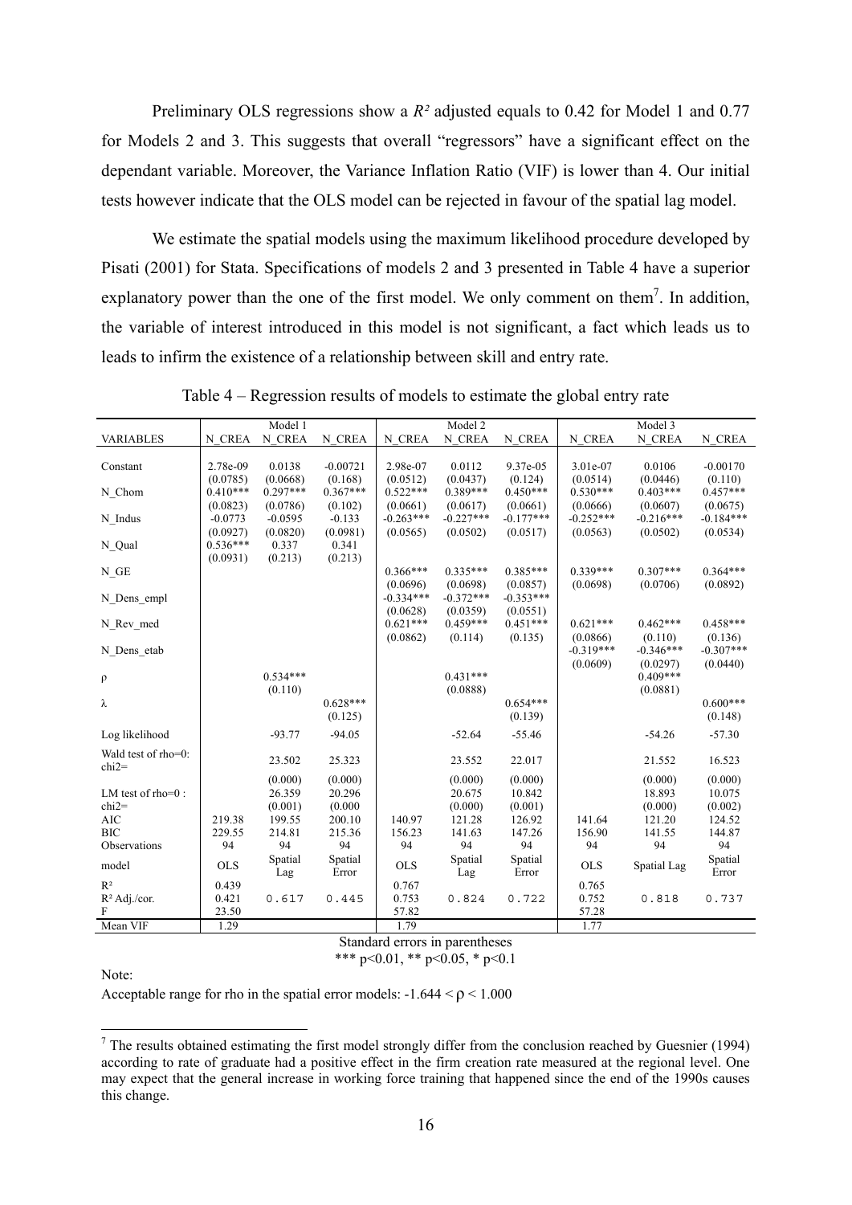Preliminary OLS regressions show a $R^2$ adjusted equals to 0.42 for Model 1 and 0.77 for Models 2 and 3. This suggests that overall "regressors" have a significant effect on the dependant variable. Moreover, the Variance Inflation Ratio (VIF) is lower than 4. Our initial tests however indicate that the OLS model can be rejected in favour of the spatial lag model.

We estimate the spatial models using the maximum likelihood procedure developed by Pisati (2001) for Stata. Specifications of models 2 and 3 presented in Table 4 have a superior explanatory power than the one of the first model. We only comment on them[7]. In addition, the variable of interest introduced in this model is not significant, a fact which leads us to leads to infirm the existence of a relationship between skill and entry rate.

Table 4 – Regression results of models to estimate the global entry rate

| | Model 1 | | | Model 2 | | | Model 3 | | |
|---|---|---|---|---|---|---|---|---|---|
| VARIABLES | N_CREA | N_CREA | N_CREA | N_CREA | N_CREA | N_CREA | N_CREA | N_CREA | N_CREA |
| Constant | 2.78e-09 | 0.0138 | -0.00721 | 2.98e-07 | 0.0112 | 9.37e-05 | 3.01e-07 | 0.0106 | -0.00170 |
| | (0.0785) | (0.0668) | (0.168) | (0.0512) | (0.0437) | (0.124) | (0.0514) | (0.0446) | (0.110) |
| N_Chom | 0.410*** | 0.297*** | 0.367*** | 0.522*** | 0.389*** | 0.450*** | 0.530*** | 0.403*** | 0.457*** |
| | (0.0823) | (0.0786) | (0.102) | (0.0661) | (0.0617) | (0.0661) | (0.0666) | (0.0607) | (0.0675) |
| N_Indus | -0.0773 | -0.0595 | -0.133 | -0.263*** | -0.227*** | -0.177*** | -0.252*** | -0.216*** | -0.184*** |
| | (0.0927) | (0.0820) | (0.0981) | (0.0565) | (0.0502) | (0.0517) | (0.0563) | (0.0502) | (0.0534) |
| N_Qual | 0.536*** | 0.337 | 0.341 | | | | | | |
| | (0.0931) | (0.213) | (0.213) | | | | | | |
| N_GE | | | | 0.366*** | 0.335*** | 0.385*** | 0.339*** | 0.307*** | 0.364*** |
| | | | | (0.0696) | (0.0698) | (0.0857) | (0.0698) | (0.0706) | (0.0892) |
| N_Dens_empl | | | | -0.334*** | -0.372*** | -0.353*** | | | |
| | | | | (0.0628) | (0.0359) | (0.0551) | | | |
| N_Rev_med | | | | 0.621*** | 0.459*** | 0.451*** | 0.621*** | 0.462*** | 0.458*** |
| | | | | (0.0862) | (0.114) | (0.135) | (0.0866) | (0.110) | (0.136) |
| N_Dens_etab | | | | | | | -0.319*** | -0.346*** | -0.307*** |
| | | | | | | | (0.0609) | (0.0297) | (0.0440) |
| ρ | | 0.534*** | | | 0.431*** | | | 0.409*** | |
| | | (0.110) | | | (0.0888) | | | (0.0881) | |
| λ | | | 0.628*** | | | 0.654*** | | | 0.600*** |
| | | | (0.125) | | | (0.139) | | | (0.148) |
| Log likelihood | | -93.77 | -94.05 | | -52.64 | -55.46 | | -54.26 | -57.30 |
| Wald test of rho=0: chi2= | | 23.502 | 25.323 | | 23.552 | 22.017 | | 21.552 | 16.523 |
| | | (0.000) | (0.000) | | (0.000) | (0.000) | | (0.000) | (0.000) |
| LM test of rho=0 : chi2= | | 26.359 | 20.296 | | 20.675 | 10.842 | | 18.893 | 10.075 |
| | | (0.001) | (0.000 | | (0.000) | (0.001) | | (0.000) | (0.002) |
| AIC | 219.38 | 199.55 | 200.10 | 140.97 | 121.28 | 126.92 | 141.64 | 121.20 | 124.52 |
| BIC | 229.55 | 214.81 | 215.36 | 156.23 | 141.63 | 147.26 | 156.90 | 141.55 | 144.87 |
| Observations | 94 | 94 | 94 | 94 | 94 | 94 | 94 | 94 | 94 |
| model | OLS | Spatial Lag | Spatial Error | OLS | Spatial Lag | Spatial Error | OLS | Spatial Lag | Spatial Error |
| $R^2$ | 0.439 | | | 0.767 | | | 0.765 | | |
| $R^2$ Adj./cor. | 0.421 | 0.617 | 0.445 | 0.753 | 0.824 | 0.722 | 0.752 | 0.818 | 0.737 |
| F | 23.50 | | | 57.82 | | | 57.28 | | |
| Mean VIF | 1.29 | | | 1.79 | | | 1.77 | | |

Standard errors in parentheses

*** p<0.01, ** p<0.05, * p<0.1

Note:

Acceptable range for rho in the spatial error models: $-1.644 < \rho < 1.000$

[7] The results obtained estimating the first model strongly differ from the conclusion reached by Guesnier (1994) according to rate of graduate had a positive effect in the firm creation rate measured at the regional level. One may expect that the general increase in working force training that happened since the end of the 1990s causes this change.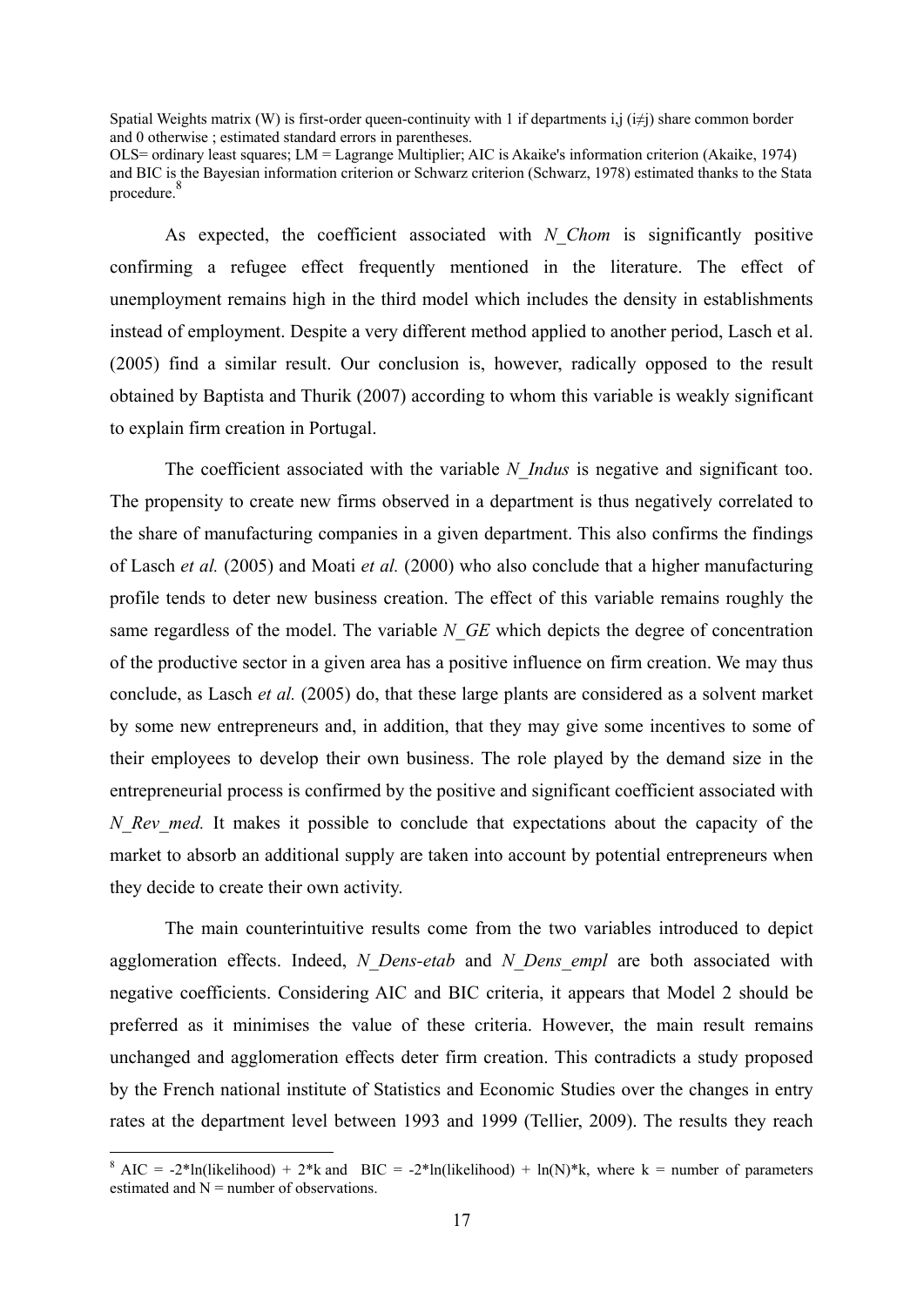Spatial Weights matrix (W) is first-order queen-continuity with 1 if departments i,j ($i \neq j$) share common border and 0 otherwise ; estimated standard errors in parentheses.
OLS= ordinary least squares; LM = Lagrange Multiplier; AIC is Akaike's information criterion (Akaike, 1974) and BIC is the Bayesian information criterion or Schwarz criterion (Schwarz, 1978) estimated thanks to the Stata procedure.[8]

As expected, the coefficient associated with *N_Chom* is significantly positive confirming a refugee effect frequently mentioned in the literature. The effect of unemployment remains high in the third model which includes the density in establishments instead of employment. Despite a very different method applied to another period, Lasch et al. (2005) find a similar result. Our conclusion is, however, radically opposed to the result obtained by Baptista and Thurik (2007) according to whom this variable is weakly significant to explain firm creation in Portugal.

The coefficient associated with the variable *N_Indus* is negative and significant too. The propensity to create new firms observed in a department is thus negatively correlated to the share of manufacturing companies in a given department. This also confirms the findings of Lasch *et al.* (2005) and Moati *et al.* (2000) who also conclude that a higher manufacturing profile tends to deter new business creation. The effect of this variable remains roughly the same regardless of the model. The variable *N_GE* which depicts the degree of concentration of the productive sector in a given area has a positive influence on firm creation. We may thus conclude, as Lasch *et al.* (2005) do, that these large plants are considered as a solvent market by some new entrepreneurs and, in addition, that they may give some incentives to some of their employees to develop their own business. The role played by the demand size in the entrepreneurial process is confirmed by the positive and significant coefficient associated with *N_Rev_med.* It makes it possible to conclude that expectations about the capacity of the market to absorb an additional supply are taken into account by potential entrepreneurs when they decide to create their own activity.

The main counterintuitive results come from the two variables introduced to depict agglomeration effects. Indeed, *N_Dens-etab* and *N_Dens_empl* are both associated with negative coefficients. Considering AIC and BIC criteria, it appears that Model 2 should be preferred as it minimises the value of these criteria. However, the main result remains unchanged and agglomeration effects deter firm creation. This contradicts a study proposed by the French national institute of Statistics and Economic Studies over the changes in entry rates at the department level between 1993 and 1999 (Tellier, 2009). The results they reach

[8] $AIC = -2*\ln(\text{likelihood}) + 2*k$ and $BIC = -2*\ln(\text{likelihood}) + \ln(N)*k$, where k = number of parameters estimated and N = number of observations.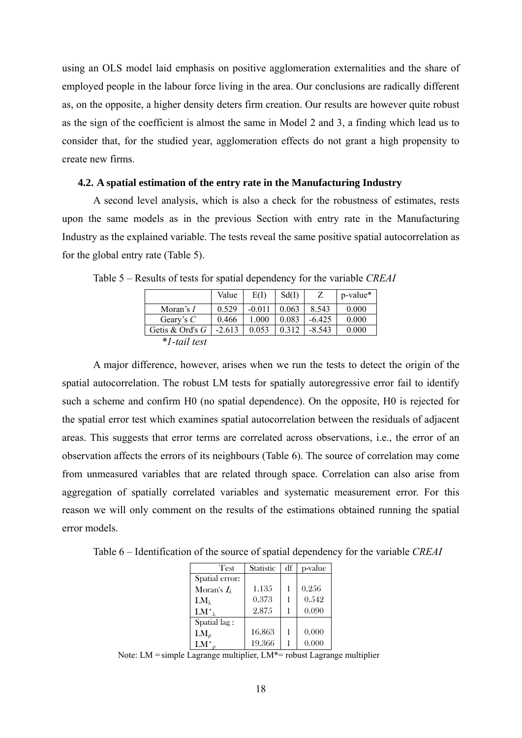using an OLS model laid emphasis on positive agglomeration externalities and the share of employed people in the labour force living in the area. Our conclusions are radically different as, on the opposite, a higher density deters firm creation. Our results are however quite robust as the sign of the coefficient is almost the same in Model 2 and 3, a finding which lead us to consider that, for the studied year, agglomeration effects do not grant a high propensity to create new firms.

### 4.2. A spatial estimation of the entry rate in the Manufacturing Industry

A second level analysis, which is also a check for the robustness of estimates, rests upon the same models as in the previous Section with entry rate in the Manufacturing Industry as the explained variable. The tests reveal the same positive spatial autocorrelation as for the global entry rate (Table 5).

Table 5 – Results of tests for spatial dependency for the variable *CREAI*

| | Value | E(I) | Sd(I) | Z | p-value* |
|---|---|---|---|---|---|
| Moran's *I* | 0.529 | -0.011 | 0.063 | 8.543 | 0.000 |
| Geary's *C* | 0.466 | 1.000 | 0.083 | -6.425 | 0.000 |
| Getis & Ord's *G* | -2.613 | 0.053 | 0.312 | -8.543 | 0.000 |

*\*1-tail test*

A major difference, however, arises when we run the tests to detect the origin of the spatial autocorrelation. The robust LM tests for spatially autoregressive error fail to identify such a scheme and confirm H0 (no spatial dependence). On the opposite, H0 is rejected for the spatial error test which examines spatial autocorrelation between the residuals of adjacent areas. This suggests that error terms are correlated across observations, i.e., the error of an observation affects the errors of its neighbours (Table 6). The source of correlation may come from unmeasured variables that are related through space. Correlation can also arise from aggregation of spatially correlated variables and systematic measurement error. For this reason we will only comment on the results of the estimations obtained running the spatial error models.

Table 6 – Identification of the source of spatial dependency for the variable *CREAI*

| Test | Statistic | df | p-value |
|---|---|---|---|
| Spatial error: | | | |
| Moran's $I_\lambda$ | 1.135 | 1 | 0.256 |
| $LM_\lambda$ | 0.373 | 1 | 0.542 |
| $LM^*_\lambda$ | 2.875 | 1 | 0.090 |
| Spatial lag : | | | |
| $LM_\rho$ | 16.863 | 1 | 0.000 |
| $LM^*_\rho$ | 19.366 | 1 | 0.000 |

Note: LM = simple Lagrange multiplier, LM*= robust Lagrange multiplier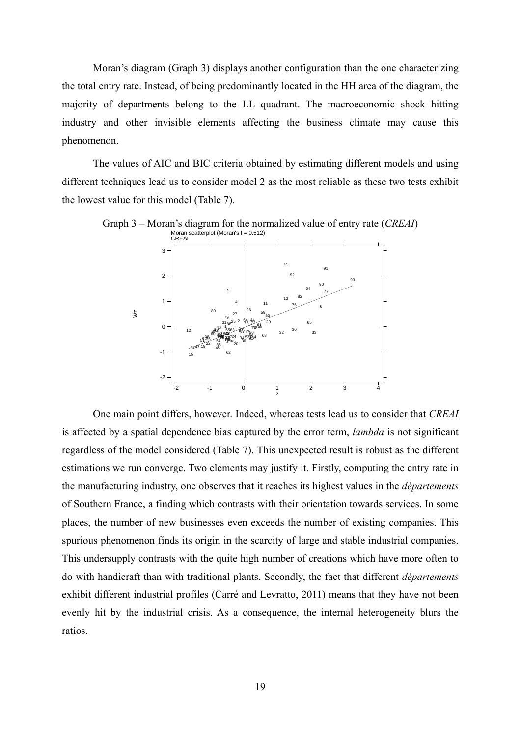Moran's diagram (Graph 3) displays another configuration than the one characterizing the total entry rate. Instead, of being predominantly located in the HH area of the diagram, the majority of departments belong to the LL quadrant. The macroeconomic shock hitting industry and other invisible elements affecting the business climate may cause this phenomenon.

The values of AIC and BIC criteria obtained by estimating different models and using different techniques lead us to consider model 2 as the most reliable as these two tests exhibit the lowest value for this model (Table 7).

Graph 3 – Moran's diagram for the normalized value of entry rate (*CREAI*)

One main point differs, however. Indeed, whereas tests lead us to consider that *CREAI* is affected by a spatial dependence bias captured by the error term, *lambda* is not significant regardless of the model considered (Table 7). This unexpected result is robust as the different estimations we run converge. Two elements may justify it. Firstly, computing the entry rate in the manufacturing industry, one observes that it reaches its highest values in the *départements* of Southern France, a finding which contrasts with their orientation towards services. In some places, the number of new businesses even exceeds the number of existing companies. This spurious phenomenon finds its origin in the scarcity of large and stable industrial companies. This undersupply contrasts with the quite high number of creations which have more often to do with handicraft than with traditional plants. Secondly, the fact that different *départements* exhibit different industrial profiles (Carré and Levratto, 2011) means that they have not been evenly hit by the industrial crisis. As a consequence, the internal heterogeneity blurs the ratios.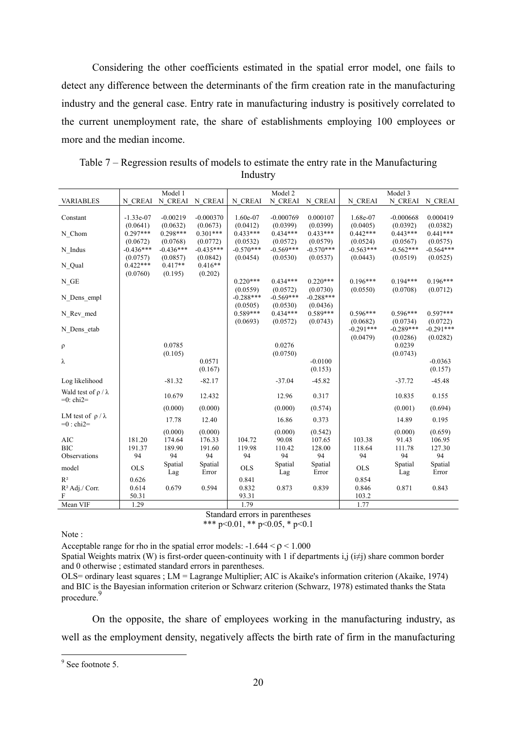Considering the other coefficients estimated in the spatial error model, one fails to detect any difference between the determinants of the firm creation rate in the manufacturing industry and the general case. Entry rate in manufacturing industry is positively correlated to the current unemployment rate, the share of establishments employing 100 employees or more and the median income.

Table 7 – Regression results of models to estimate the entry rate in the Manufacturing Industry

| | Model 1 | | | Model 2 | | | Model 3 | | |
|---|---|---|---|---|---|---|---|---|---|
| VARIABLES | N_CREAI | N_CREAI | N_CREAI | N_CREAI | N_CREAI | N_CREAI | N_CREAI | N_CREAI | N_CREAI |
| Constant | -1.33e-07 | -0.00219 | -0.000370 | 1.60e-07 | -0.000769 | 0.000107 | 1.68e-07 | -0.000668 | 0.000419 |
| | (0.0641) | (0.0632) | (0.0673) | (0.0412) | (0.0399) | (0.0399) | (0.0405) | (0.0392) | (0.0382) |
| N_Chom | 0.297*** | 0.298*** | 0.301*** | 0.433*** | 0.434*** | 0.433*** | 0.442*** | 0.443*** | 0.441*** |
| | (0.0672) | (0.0768) | (0.0772) | (0.0532) | (0.0572) | (0.0579) | (0.0524) | (0.0567) | (0.0575) |
| N_Indus | -0.436*** | -0.436*** | -0.435*** | -0.570*** | -0.569*** | -0.570*** | -0.563*** | -0.562*** | -0.564*** |
| | (0.0757) | (0.0857) | (0.0842) | (0.0454) | (0.0530) | (0.0537) | (0.0443) | (0.0519) | (0.0525) |
| N_Qual | 0.422*** | 0.417** | 0.416** | | | | | | |
| | (0.0760) | (0.195) | (0.202) | | | | | | |
| N_GE | | | | 0.220*** | 0.434*** | 0.220*** | 0.196*** | 0.194*** | 0.196*** |
| | | | | (0.0559) | (0.0572) | (0.0730) | (0.0550) | (0.0708) | (0.0712) |
| N_Dens_empl | | | | -0.288*** | -0.569*** | -0.288*** | | | |
| | | | | (0.0505) | (0.0530) | (0.0436) | | | |
| N_Rev_med | | | | 0.589*** | 0.434*** | 0.589*** | 0.596*** | 0.596*** | 0.597*** |
| | | | | (0.0693) | (0.0572) | (0.0743) | (0.0682) | (0.0734) | (0.0722) |
| N_Dens_etab | | | | | | | -0.291*** | -0.289*** | -0.291*** |
| | | | | | | | (0.0479) | (0.0286) | (0.0282) |
| $\rho$ | | 0.0785 | | | 0.0276 | | | 0.0239 | |
| | | (0.105) | | | (0.0750) | | | (0.0743) | |
| $\lambda$ | | | 0.0571 | | | -0.0100 | | | -0.0363 |
| | | | (0.167) | | | (0.153) | | | (0.157) |
| Log likelihood | | -81.32 | -82.17 | | -37.04 | -45.82 | | -37.72 | -45.48 |
| Wald test of $\rho$ / $\lambda$ =0: chi2= | | 10.679 | 12.432 | | 12.96 | 0.317 | | 10.835 | 0.155 |
| | | (0.000) | (0.000) | | (0.000) | (0.574) | | (0.001) | (0.694) |
| LM test of $\rho$ / $\lambda$ =0 : chi2= | | 17.78 | 12.40 | | 16.86 | 0.373 | | 14.89 | 0.195 |
| | | (0.000) | (0.000) | | (0.000) | (0.542) | | (0.000) | (0.659) |
| AIC | 181.20 | 174.64 | 176.33 | 104.72 | 90.08 | 107.65 | 103.38 | 91.43 | 106.95 |
| BIC | 191.37 | 189.90 | 191.60 | 119.98 | 110.42 | 128.00 | 118.64 | 111.78 | 127.30 |
| Observations | 94 | 94 | 94 | 94 | 94 | 94 | 94 | 94 | 94 |
| model | OLS | Spatial Lag | Spatial Error | OLS | Spatial Lag | Spatial Error | OLS | Spatial Lag | Spatial Error |
| $R^2$ | 0.626 | | | 0.841 | | | 0.854 | | |
| $R^2$ Adj./ Corr. | 0.614 | 0.679 | 0.594 | 0.832 | 0.873 | 0.839 | 0.846 | 0.871 | 0.843 |
| F | 50.31 | | | 93.31 | | | 103.2 | | |
| Mean VIF | 1.29 | | | 1.79 | | | 1.77 | | |

Standard errors in parentheses
*** p<0.01, ** p<0.05, * p<0.1

Note :

Acceptable range for rho in the spatial error models: $-1.644 < \rho < 1.000$

Spatial Weights matrix (W) is first-order queen-continuity with 1 if departments i,j ($i \neq j$) share common border and 0 otherwise ; estimated standard errors in parentheses.

OLS= ordinary least squares ; LM = Lagrange Multiplier; AIC is Akaike's information criterion (Akaike, 1974) and BIC is the Bayesian information criterion or Schwarz criterion (Schwarz, 1978) estimated thanks the Stata procedure.[9]

On the opposite, the share of employees working in the manufacturing industry, as well as the employment density, negatively affects the birth rate of firm in the manufacturing

[9] See footnote 5.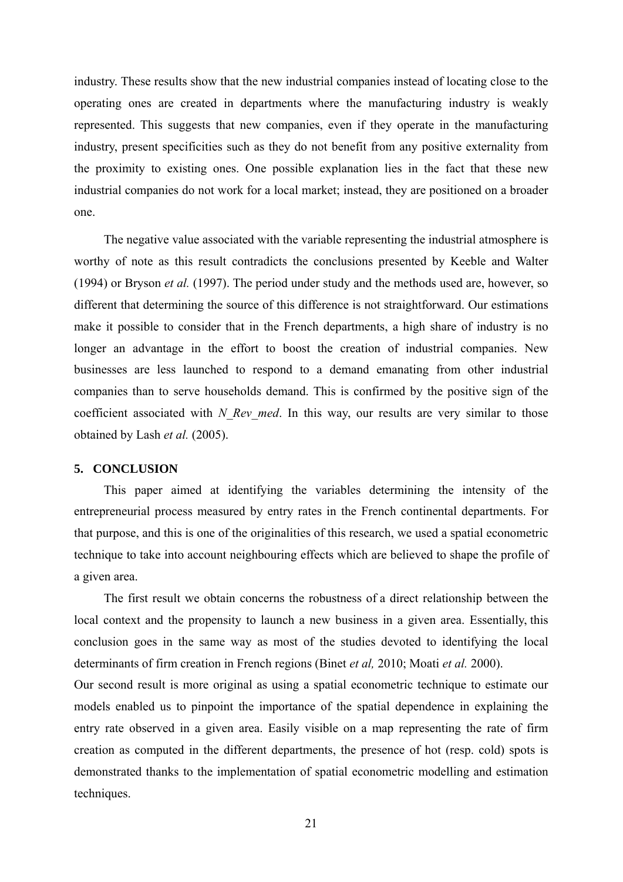industry. These results show that the new industrial companies instead of locating close to the operating ones are created in departments where the manufacturing industry is weakly represented. This suggests that new companies, even if they operate in the manufacturing industry, present specificities such as they do not benefit from any positive externality from the proximity to existing ones. One possible explanation lies in the fact that these new industrial companies do not work for a local market; instead, they are positioned on a broader one.

The negative value associated with the variable representing the industrial atmosphere is worthy of note as this result contradicts the conclusions presented by Keeble and Walter (1994) or Bryson *et al.* (1997). The period under study and the methods used are, however, so different that determining the source of this difference is not straightforward. Our estimations make it possible to consider that in the French departments, a high share of industry is no longer an advantage in the effort to boost the creation of industrial companies. New businesses are less launched to respond to a demand emanating from other industrial companies than to serve households demand. This is confirmed by the positive sign of the coefficient associated with *N_Rev_med*. In this way, our results are very similar to those obtained by Lash *et al.* (2005).

## 5. CONCLUSION

This paper aimed at identifying the variables determining the intensity of the entrepreneurial process measured by entry rates in the French continental departments. For that purpose, and this is one of the originalities of this research, we used a spatial econometric technique to take into account neighbouring effects which are believed to shape the profile of a given area.

The first result we obtain concerns the robustness of a direct relationship between the local context and the propensity to launch a new business in a given area. Essentially, this conclusion goes in the same way as most of the studies devoted to identifying the local determinants of firm creation in French regions (Binet *et al,* 2010; Moati *et al.* 2000).

Our second result is more original as using a spatial econometric technique to estimate our models enabled us to pinpoint the importance of the spatial dependence in explaining the entry rate observed in a given area. Easily visible on a map representing the rate of firm creation as computed in the different departments, the presence of hot (resp. cold) spots is demonstrated thanks to the implementation of spatial econometric modelling and estimation techniques.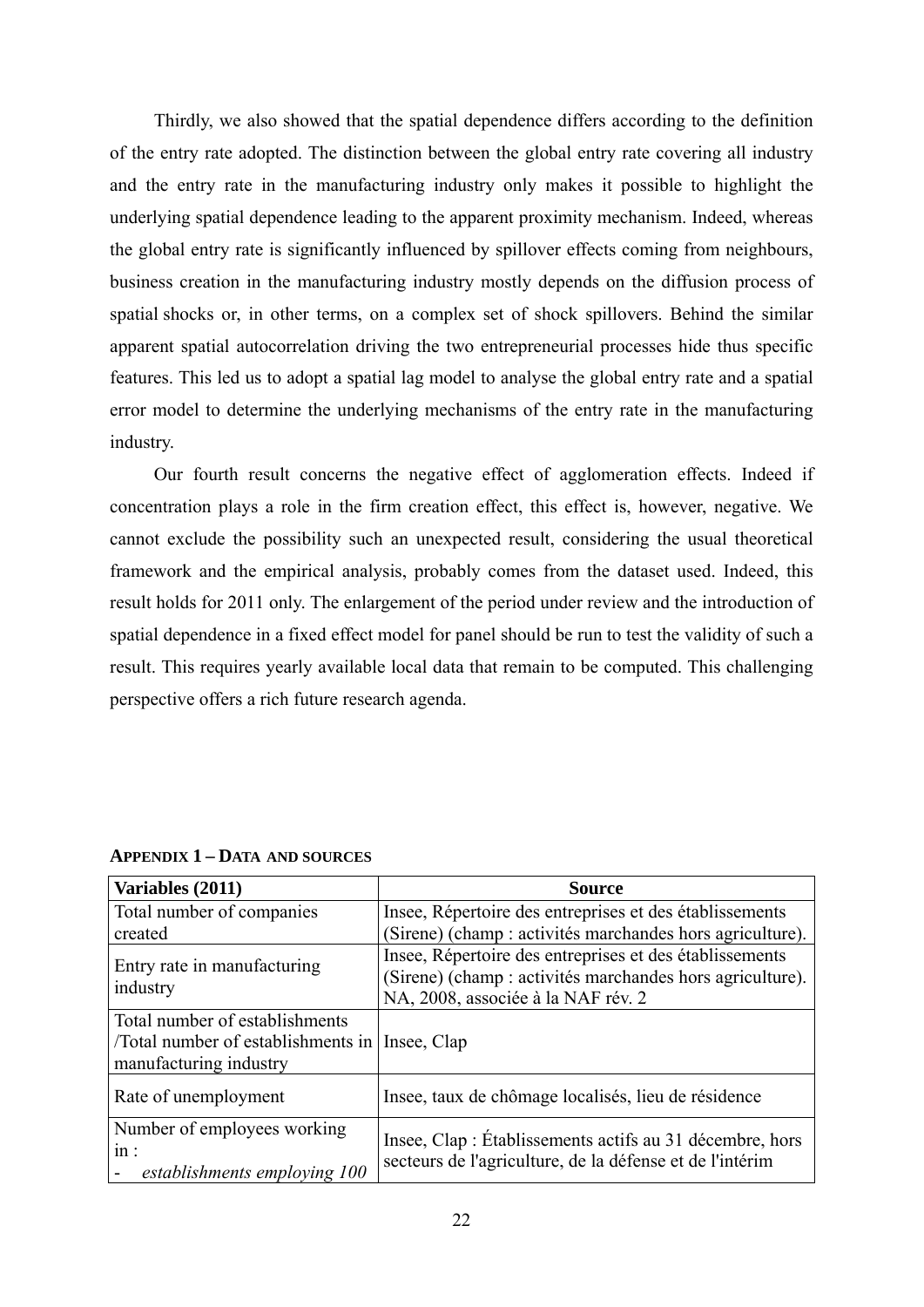Thirdly, we also showed that the spatial dependence differs according to the definition of the entry rate adopted. The distinction between the global entry rate covering all industry and the entry rate in the manufacturing industry only makes it possible to highlight the underlying spatial dependence leading to the apparent proximity mechanism. Indeed, whereas the global entry rate is significantly influenced by spillover effects coming from neighbours, business creation in the manufacturing industry mostly depends on the diffusion process of spatial shocks or, in other terms, on a complex set of shock spillovers. Behind the similar apparent spatial autocorrelation driving the two entrepreneurial processes hide thus specific features. This led us to adopt a spatial lag model to analyse the global entry rate and a spatial error model to determine the underlying mechanisms of the entry rate in the manufacturing industry.

Our fourth result concerns the negative effect of agglomeration effects. Indeed if concentration plays a role in the firm creation effect, this effect is, however, negative. We cannot exclude the possibility such an unexpected result, considering the usual theoretical framework and the empirical analysis, probably comes from the dataset used. Indeed, this result holds for 2011 only. The enlargement of the period under review and the introduction of spatial dependence in a fixed effect model for panel should be run to test the validity of such a result. This requires yearly available local data that remain to be computed. This challenging perspective offers a rich future research agenda.

**APPENDIX 1 – DATA AND SOURCES**

| Variables (2011) | Source |
|---|---|
| Total number of companies created | Insee, Répertoire des entreprises et des établissements (Sirene) (champ : activités marchandes hors agriculture). |
| Entry rate in manufacturing industry | Insee, Répertoire des entreprises et des établissements (Sirene) (champ : activités marchandes hors agriculture). NA, 2008, associée à la NAF rév. 2 |
| Total number of establishments /Total number of establishments in manufacturing industry | Insee, Clap |
| Rate of unemployment | Insee, taux de chômage localisés, lieu de résidence |
| Number of employees working in : <br> - *establishments employing 100* | Insee, Clap : Établissements actifs au 31 décembre, hors secteurs de l'agriculture, de la défense et de l'intérim |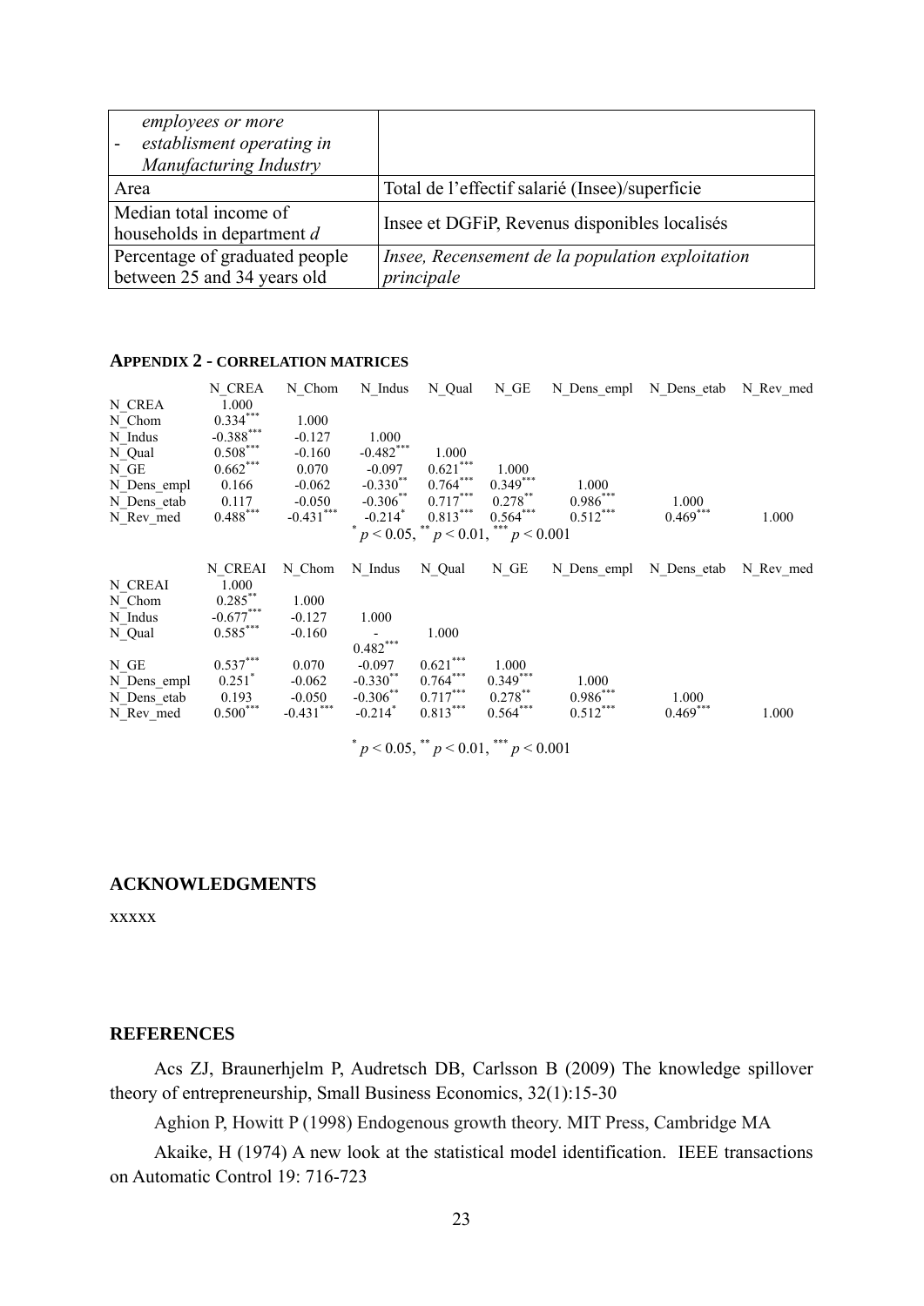| - employees or more<br>- establisment operating in Manufacturing Industry | |
|---|---|
| Area | Total de l'effectif salarié (Insee)/superficie |
| Median total income of households in department *d* | Insee et DGFiP, Revenus disponibles localisés |
| Percentage of graduated people between 25 and 34 years old | *Insee, Recensement de la population exploitation principale* |

### APPENDIX 2 - CORRELATION MATRICES

| | N_CREA | N_Chom | N_Indus | N_Qual | N_GE | N_Dens_empl | N_Dens_etab | N_Rev_med |
|---|---|---|---|---|---|---|---|---|
| N_CREA | 1.000 | | | | | | | |
| N_Chom | $0.334^{***}$ | 1.000 | | | | | | |
| N_Indus | $-0.388^{***}$ | -0.127 | 1.000 | | | | | |
| N_Qual | $0.508^{***}$ | -0.160 | $-0.482^{***}$ | 1.000 | | | | |
| N_GE | $0.662^{***}$ | 0.070 | -0.097 | $0.621^{***}$ | 1.000 | | | |
| N_Dens_empl | 0.166 | -0.062 | $-0.330^{**}$ | $0.764^{***}$ | $0.349^{***}$ | 1.000 | | |
| N_Dens_etab | 0.117 | -0.050 | $-0.306^{**}$ | $0.717^{***}$ | $0.278^{**}$ | $0.986^{***}$ | 1.000 | |
| N_Rev_med | $0.488^{***}$ | $-0.431^{***}$ | $-0.214^{*}$ | $0.813^{***}$ | $0.564^{***}$ | $0.512^{***}$ | $0.469^{***}$ | 1.000 |

$^{*}\ p < 0.05$, $^{**}\ p < 0.01$, $^{***}\ p < 0.001$

| | N_CREAI | N_Chom | N_Indus | N_Qual | N_GE | N_Dens_empl | N_Dens_etab | N_Rev_med |
|---|---|---|---|---|---|---|---|---|
| N_CREAI | 1.000 | | | | | | | |
| N_Chom | $0.285^{**}$ | 1.000 | | | | | | |
| N_Indus | $-0.677^{***}$ | -0.127 | 1.000 | | | | | |
| N_Qual | $0.585^{***}$ | -0.160 | $-0.482^{***}$ | 1.000 | | | | |
| N_GE | $0.537^{***}$ | 0.070 | -0.097 | $0.621^{***}$ | 1.000 | | | |
| N_Dens_empl | $0.251^{*}$ | -0.062 | $-0.330^{**}$ | $0.764^{***}$ | $0.349^{***}$ | 1.000 | | |
| N_Dens_etab | 0.193 | -0.050 | $-0.306^{**}$ | $0.717^{***}$ | $0.278^{**}$ | $0.986^{***}$ | 1.000 | |
| N_Rev_med | $0.500^{***}$ | $-0.431^{***}$ | $-0.214^{*}$ | $0.813^{***}$ | $0.564^{***}$ | $0.512^{***}$ | $0.469^{***}$ | 1.000 |

$^{*}\ p < 0.05$, $^{**}\ p < 0.01$, $^{***}\ p < 0.001$

## ACKNOWLEDGMENTS

xxxxx

## REFERENCES

Acs ZJ, Braunerhjelm P, Audretsch DB, Carlsson B (2009) The knowledge spillover theory of entrepreneurship, Small Business Economics, 32(1):15-30

Aghion P, Howitt P (1998) Endogenous growth theory. MIT Press, Cambridge MA

Akaike, H (1974) A new look at the statistical model identification. IEEE transactions on Automatic Control 19: 716-723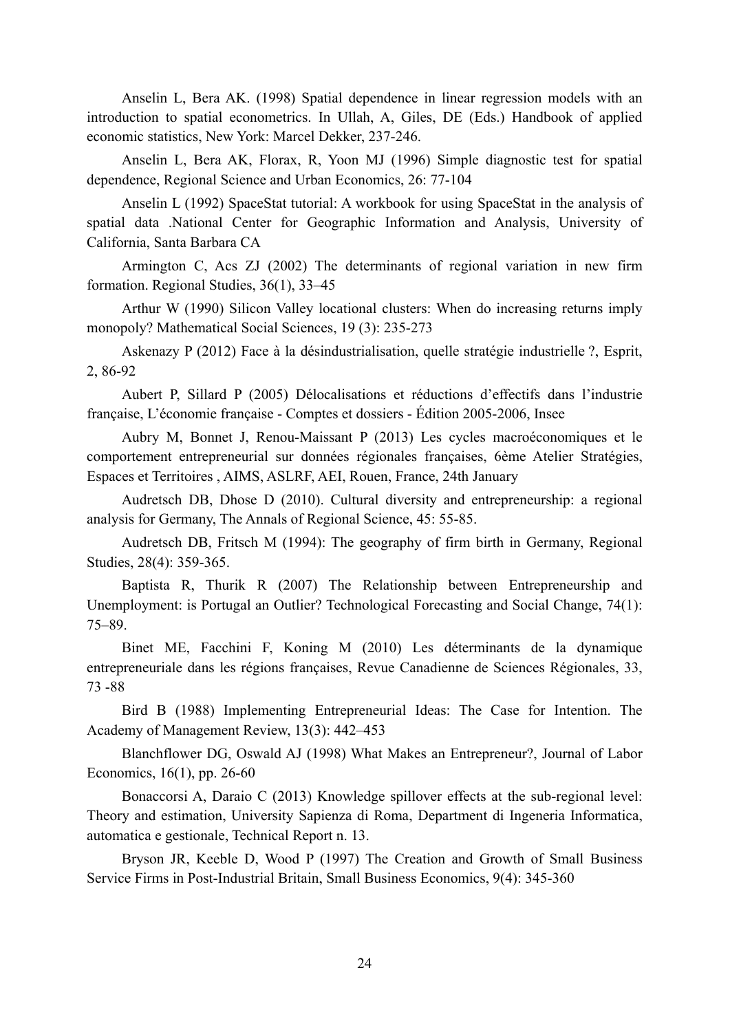Anselin L, Bera AK. (1998) Spatial dependence in linear regression models with an introduction to spatial econometrics. In Ullah, A, Giles, DE (Eds.) Handbook of applied economic statistics, New York: Marcel Dekker, 237-246.

Anselin L, Bera AK, Florax, R, Yoon MJ (1996) Simple diagnostic test for spatial dependence, Regional Science and Urban Economics, 26: 77-104

Anselin L (1992) SpaceStat tutorial: A workbook for using SpaceStat in the analysis of spatial data .National Center for Geographic Information and Analysis, University of California, Santa Barbara CA

Armington C, Acs ZJ (2002) The determinants of regional variation in new firm formation. Regional Studies, 36(1), 33–45

Arthur W (1990) Silicon Valley locational clusters: When do increasing returns imply monopoly? Mathematical Social Sciences, 19 (3): 235-273

Askenazy P (2012) Face à la désindustrialisation, quelle stratégie industrielle ?, Esprit, 2, 86-92

Aubert P, Sillard P (2005) Délocalisations et réductions d'effectifs dans l'industrie française, L'économie française - Comptes et dossiers - Édition 2005-2006, Insee

Aubry M, Bonnet J, Renou-Maissant P (2013) Les cycles macroéconomiques et le comportement entrepreneurial sur données régionales françaises, 6ème Atelier Stratégies, Espaces et Territoires , AIMS, ASLRF, AEI, Rouen, France, 24th January

Audretsch DB, Dhose D (2010). Cultural diversity and entrepreneurship: a regional analysis for Germany, The Annals of Regional Science, 45: 55-85.

Audretsch DB, Fritsch M (1994): The geography of firm birth in Germany, Regional Studies, 28(4): 359-365.

Baptista R, Thurik R (2007) The Relationship between Entrepreneurship and Unemployment: is Portugal an Outlier? Technological Forecasting and Social Change, 74(1): 75–89.

Binet ME, Facchini F, Koning M (2010) Les déterminants de la dynamique entrepreneuriale dans les régions françaises, Revue Canadienne de Sciences Régionales, 33, 73 -88

Bird B (1988) Implementing Entrepreneurial Ideas: The Case for Intention. The Academy of Management Review, 13(3): 442–453

Blanchflower DG, Oswald AJ (1998) What Makes an Entrepreneur?, Journal of Labor Economics, 16(1), pp. 26-60

Bonaccorsi A, Daraio C (2013) Knowledge spillover effects at the sub-regional level: Theory and estimation, University Sapienza di Roma, Department di Ingeneria Informatica, automatica e gestionale, Technical Report n. 13.

Bryson JR, Keeble D, Wood P (1997) The Creation and Growth of Small Business Service Firms in Post-Industrial Britain, Small Business Economics, 9(4): 345-360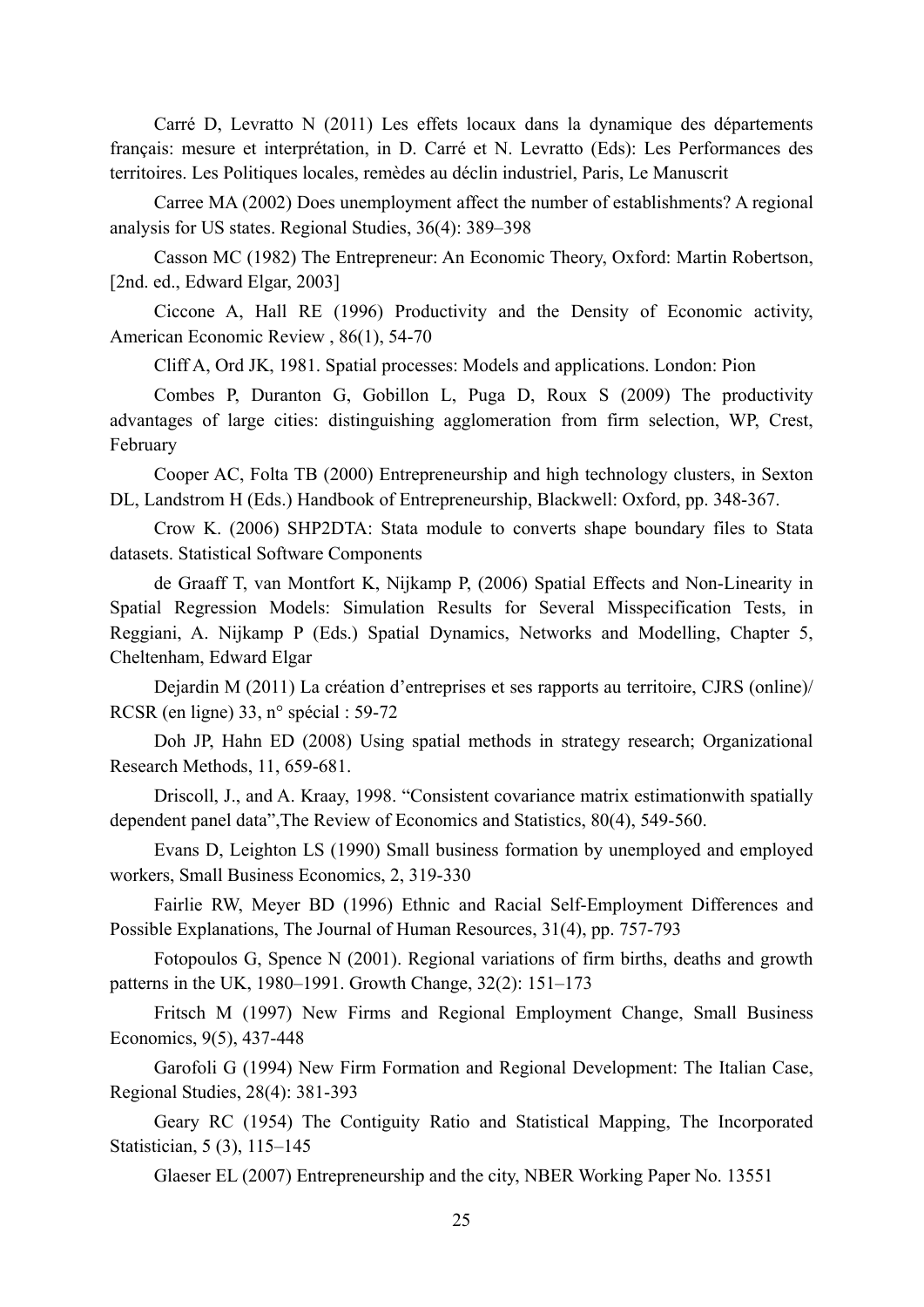Carré D, Levratto N (2011) Les effets locaux dans la dynamique des départements français: mesure et interprétation, in D. Carré et N. Levratto (Eds): Les Performances des territoires. Les Politiques locales, remèdes au déclin industriel, Paris, Le Manuscrit

Carree MA (2002) Does unemployment affect the number of establishments? A regional analysis for US states. Regional Studies, 36(4): 389–398

Casson MC (1982) The Entrepreneur: An Economic Theory, Oxford: Martin Robertson, [2nd. ed., Edward Elgar, 2003]

Ciccone A, Hall RE (1996) Productivity and the Density of Economic activity, American Economic Review , 86(1), 54-70

Cliff A, Ord JK, 1981. Spatial processes: Models and applications. London: Pion

Combes P, Duranton G, Gobillon L, Puga D, Roux S (2009) The productivity advantages of large cities: distinguishing agglomeration from firm selection, WP, Crest, February

Cooper AC, Folta TB (2000) Entrepreneurship and high technology clusters, in Sexton DL, Landstrom H (Eds.) Handbook of Entrepreneurship, Blackwell: Oxford, pp. 348-367.

Crow K. (2006) SHP2DTA: Stata module to converts shape boundary files to Stata datasets. Statistical Software Components

de Graaff T, van Montfort K, Nijkamp P, (2006) Spatial Effects and Non-Linearity in Spatial Regression Models: Simulation Results for Several Misspecification Tests, in Reggiani, A. Nijkamp P (Eds.) Spatial Dynamics, Networks and Modelling, Chapter 5, Cheltenham, Edward Elgar

Dejardin M (2011) La création d'entreprises et ses rapports au territoire, CJRS (online)/ RCSR (en ligne) 33, n° spécial : 59-72

Doh JP, Hahn ED (2008) Using spatial methods in strategy research; Organizational Research Methods, 11, 659-681.

Driscoll, J., and A. Kraay, 1998. "Consistent covariance matrix estimationwith spatially dependent panel data",The Review of Economics and Statistics, 80(4), 549-560.

Evans D, Leighton LS (1990) Small business formation by unemployed and employed workers, Small Business Economics, 2, 319-330

Fairlie RW, Meyer BD (1996) Ethnic and Racial Self-Employment Differences and Possible Explanations, The Journal of Human Resources, 31(4), pp. 757-793

Fotopoulos G, Spence N (2001). Regional variations of firm births, deaths and growth patterns in the UK, 1980–1991. Growth Change, 32(2): 151–173

Fritsch M (1997) New Firms and Regional Employment Change, Small Business Economics, 9(5), 437-448

Garofoli G (1994) New Firm Formation and Regional Development: The Italian Case, Regional Studies, 28(4): 381-393

Geary RC (1954) The Contiguity Ratio and Statistical Mapping, The Incorporated Statistician, 5 (3), 115–145

Glaeser EL (2007) Entrepreneurship and the city, NBER Working Paper No. 13551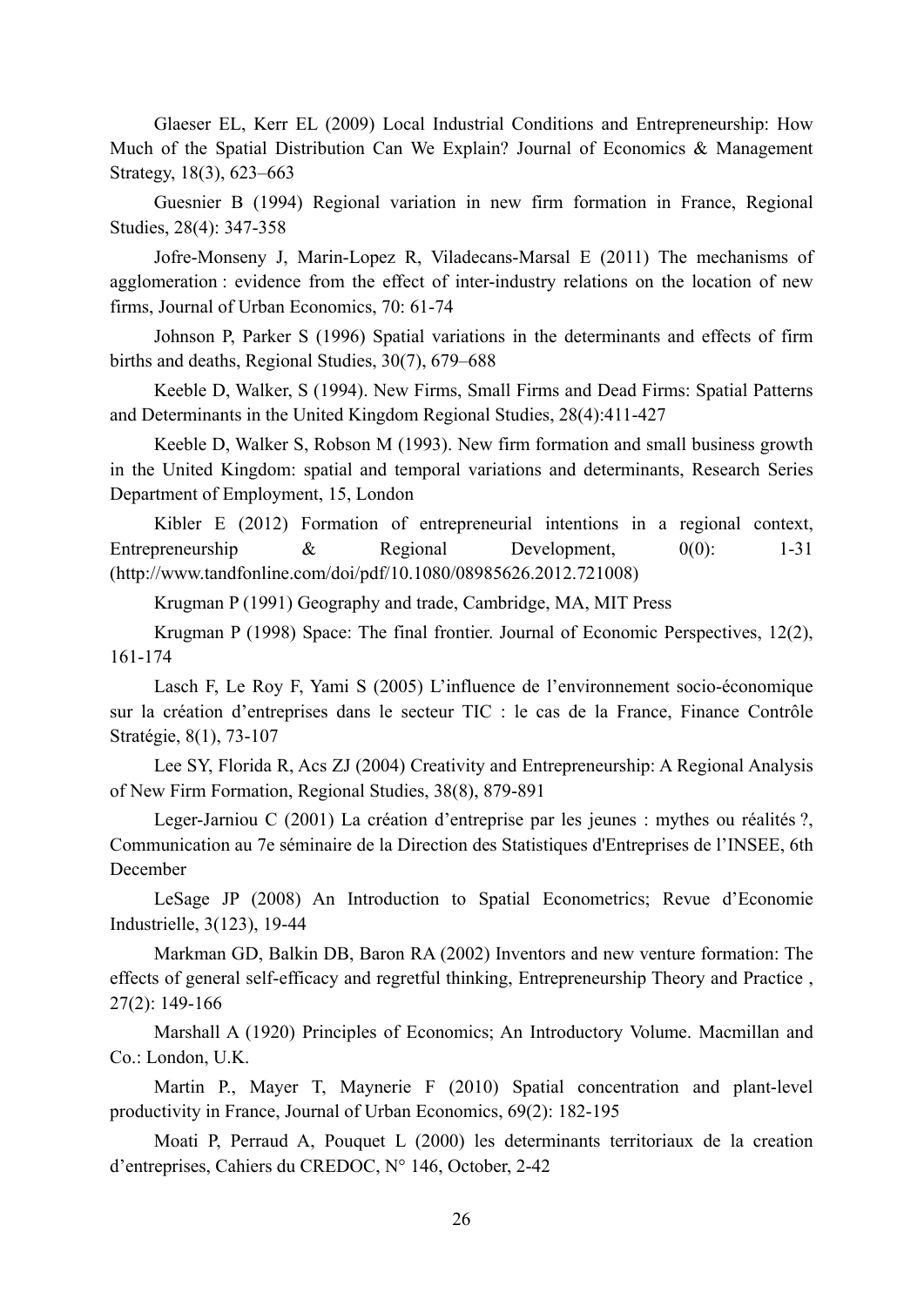Glaeser EL, Kerr EL (2009) Local Industrial Conditions and Entrepreneurship: How Much of the Spatial Distribution Can We Explain? Journal of Economics & Management Strategy, 18(3), 623–663

Guesnier B (1994) Regional variation in new firm formation in France, Regional Studies, 28(4): 347-358

Jofre-Monseny J, Marin-Lopez R, Viladecans-Marsal E (2011) The mechanisms of agglomeration : evidence from the effect of inter-industry relations on the location of new firms, Journal of Urban Economics, 70: 61-74

Johnson P, Parker S (1996) Spatial variations in the determinants and effects of firm births and deaths, Regional Studies, 30(7), 679–688

Keeble D, Walker, S (1994). New Firms, Small Firms and Dead Firms: Spatial Patterns and Determinants in the United Kingdom Regional Studies, 28(4):411-427

Keeble D, Walker S, Robson M (1993). New firm formation and small business growth in the United Kingdom: spatial and temporal variations and determinants, Research Series Department of Employment, 15, London

Kibler E (2012) Formation of entrepreneurial intentions in a regional context, Entrepreneurship & Regional Development, 0(0): 1-31 (http://www.tandfonline.com/doi/pdf/10.1080/08985626.2012.721008)

Krugman P (1991) Geography and trade, Cambridge, MA, MIT Press

Krugman P (1998) Space: The final frontier. Journal of Economic Perspectives, 12(2), 161-174

Lasch F, Le Roy F, Yami S (2005) L'influence de l'environnement socio-économique sur la création d'entreprises dans le secteur TIC : le cas de la France, Finance Contrôle Stratégie, 8(1), 73-107

Lee SY, Florida R, Acs ZJ (2004) Creativity and Entrepreneurship: A Regional Analysis of New Firm Formation, Regional Studies, 38(8), 879-891

Leger-Jarniou C (2001) La création d'entreprise par les jeunes : mythes ou réalités ?, Communication au 7e séminaire de la Direction des Statistiques d'Entreprises de l'INSEE, 6th December

LeSage JP (2008) An Introduction to Spatial Econometrics; Revue d'Economie Industrielle, 3(123), 19-44

Markman GD, Balkin DB, Baron RA (2002) Inventors and new venture formation: The effects of general self-efficacy and regretful thinking, Entrepreneurship Theory and Practice , 27(2): 149-166

Marshall A (1920) Principles of Economics; An Introductory Volume. Macmillan and Co.: London, U.K.

Martin P., Mayer T, Maynerie F (2010) Spatial concentration and plant-level productivity in France, Journal of Urban Economics, 69(2): 182-195

Moati P, Perraud A, Pouquet L (2000) les determinants territoriaux de la creation d'entreprises, Cahiers du CREDOC, N° 146, October, 2-42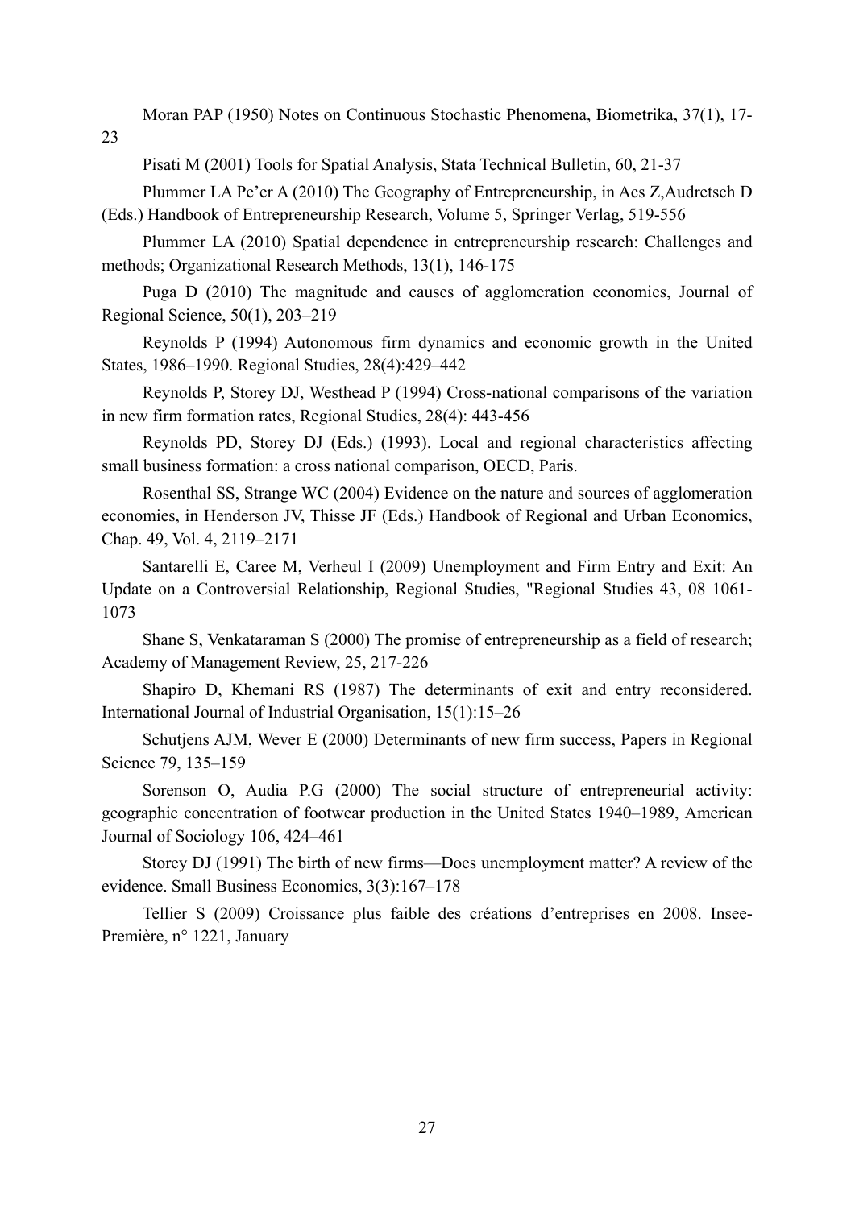Moran PAP (1950) Notes on Continuous Stochastic Phenomena, Biometrika, 37(1), 17-23

Pisati M (2001) Tools for Spatial Analysis, Stata Technical Bulletin, 60, 21-37

Plummer LA Pe'er A (2010) The Geography of Entrepreneurship, in Acs Z,Audretsch D (Eds.) Handbook of Entrepreneurship Research, Volume 5, Springer Verlag, 519-556

Plummer LA (2010) Spatial dependence in entrepreneurship research: Challenges and methods; Organizational Research Methods, 13(1), 146-175

Puga D (2010) The magnitude and causes of agglomeration economies, Journal of Regional Science, 50(1), 203–219

Reynolds P (1994) Autonomous firm dynamics and economic growth in the United States, 1986–1990. Regional Studies, 28(4):429–442

Reynolds P, Storey DJ, Westhead P (1994) Cross-national comparisons of the variation in new firm formation rates, Regional Studies, 28(4): 443-456

Reynolds PD, Storey DJ (Eds.) (1993). Local and regional characteristics affecting small business formation: a cross national comparison, OECD, Paris.

Rosenthal SS, Strange WC (2004) Evidence on the nature and sources of agglomeration economies, in Henderson JV, Thisse JF (Eds.) Handbook of Regional and Urban Economics, Chap. 49, Vol. 4, 2119–2171

Santarelli E, Caree M, Verheul I (2009) Unemployment and Firm Entry and Exit: An Update on a Controversial Relationship, Regional Studies, "Regional Studies 43, 08 1061-1073

Shane S, Venkataraman S (2000) The promise of entrepreneurship as a field of research; Academy of Management Review, 25, 217-226

Shapiro D, Khemani RS (1987) The determinants of exit and entry reconsidered. International Journal of Industrial Organisation, 15(1):15–26

Schutjens AJM, Wever E (2000) Determinants of new firm success, Papers in Regional Science 79, 135–159

Sorenson O, Audia P.G (2000) The social structure of entrepreneurial activity: geographic concentration of footwear production in the United States 1940–1989, American Journal of Sociology 106, 424–461

Storey DJ (1991) The birth of new firms—Does unemployment matter? A review of the evidence. Small Business Economics, 3(3):167–178

Tellier S (2009) Croissance plus faible des créations d'entreprises en 2008. Insee-Première, n° 1221, January